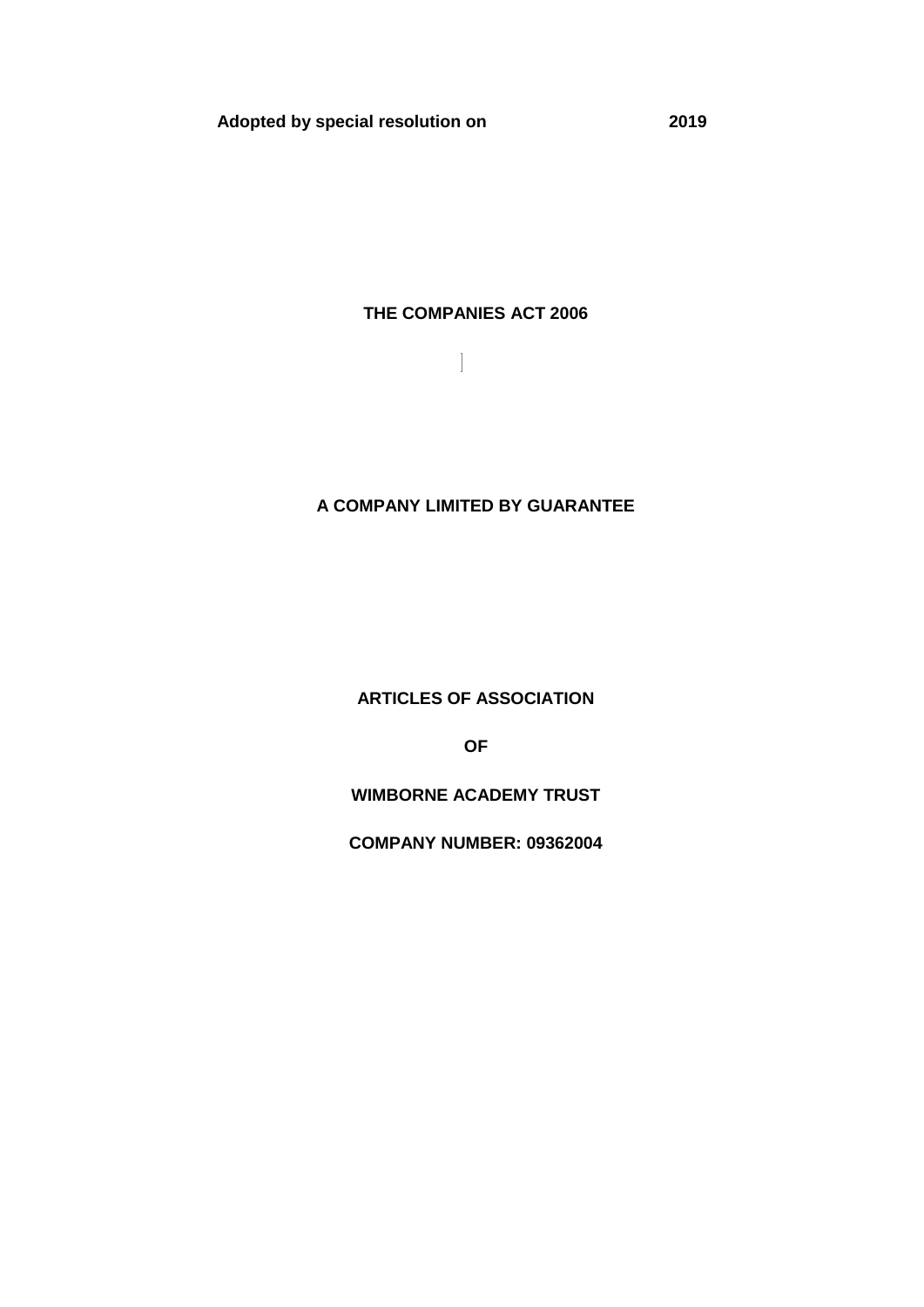**Adopted by special resolution on 2019**

**THE COMPANIES ACT 2006**

**A COMPANY LIMITED BY GUARANTEE**

**ARTICLES OF ASSOCIATION**

**OF**

**WIMBORNE ACADEMY TRUST**

**COMPANY NUMBER: 09362004**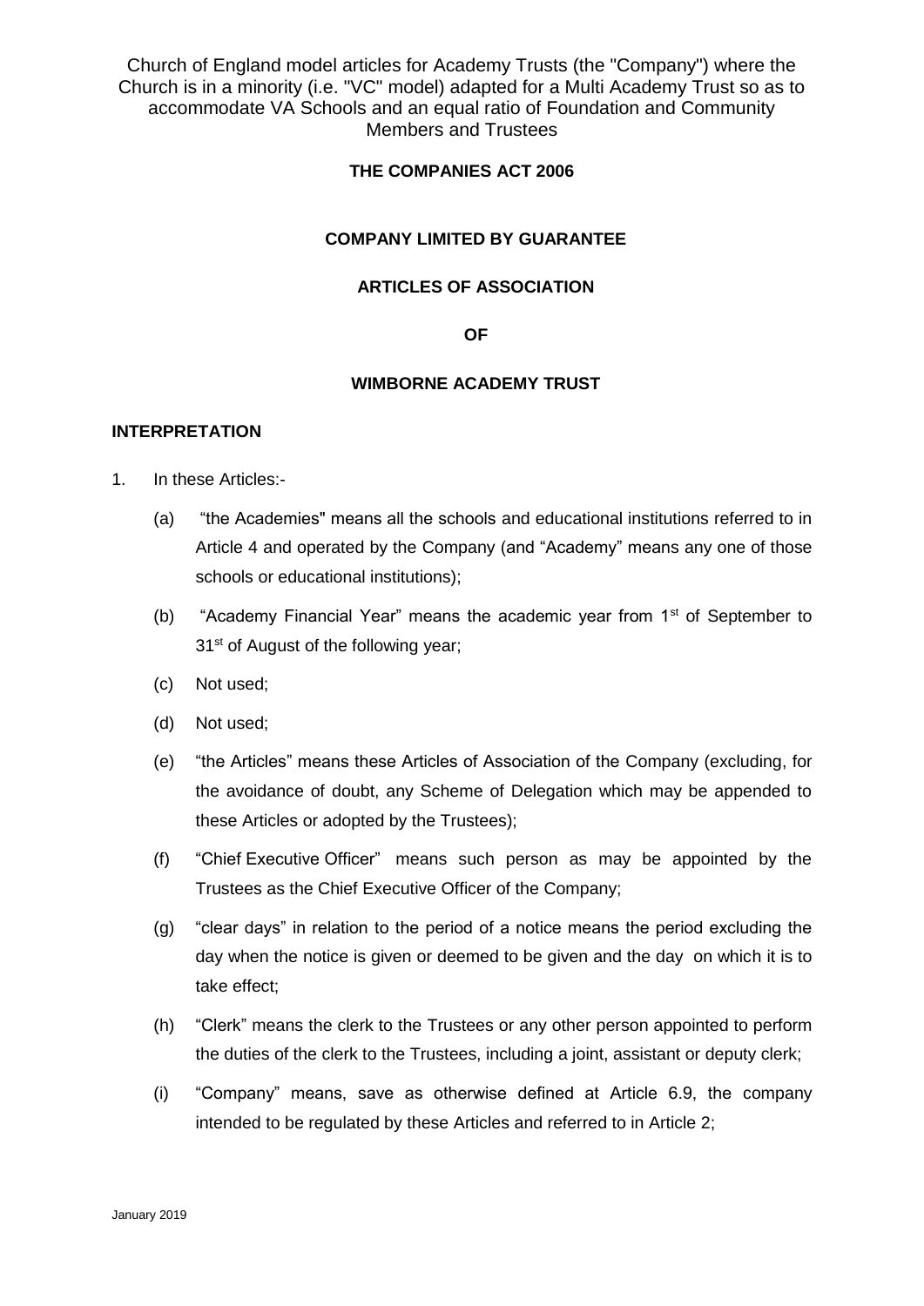Church of England model articles for Academy Trusts (the "Company") where the Church is in a minority (i.e. "VC" model) adapted for a Multi Academy Trust so as to accommodate VA Schools and an equal ratio of Foundation and Community Members and Trustees

**THE COMPANIES ACT 2006**

**COMPANY LIMITED BY GUARANTEE**

**ARTICLES OF ASSOCIATION**

**OF**

**WIMBORNE ACADEMY TRUST**

## INTERPRETATION

1. In these Articles:-

   (a) "the Academies" means all the schools and educational institutions referred to in Article 4 and operated by the Company (and "Academy" means any one of those schools or educational institutions);

   (b) "Academy Financial Year" means the academic year from 1st of September to 31st of August of the following year;

   (c) Not used;

   (d) Not used;

   (e) "the Articles" means these Articles of Association of the Company (excluding, for the avoidance of doubt, any Scheme of Delegation which may be appended to these Articles or adopted by the Trustees);

   (f) "Chief Executive Officer" means such person as may be appointed by the Trustees as the Chief Executive Officer of the Company;

   (g) "clear days" in relation to the period of a notice means the period excluding the day when the notice is given or deemed to be given and the day on which it is to take effect;

   (h) "Clerk" means the clerk to the Trustees or any other person appointed to perform the duties of the clerk to the Trustees, including a joint, assistant or deputy clerk;

   (i) "Company" means, save as otherwise defined at Article 6.9, the company intended to be regulated by these Articles and referred to in Article 2;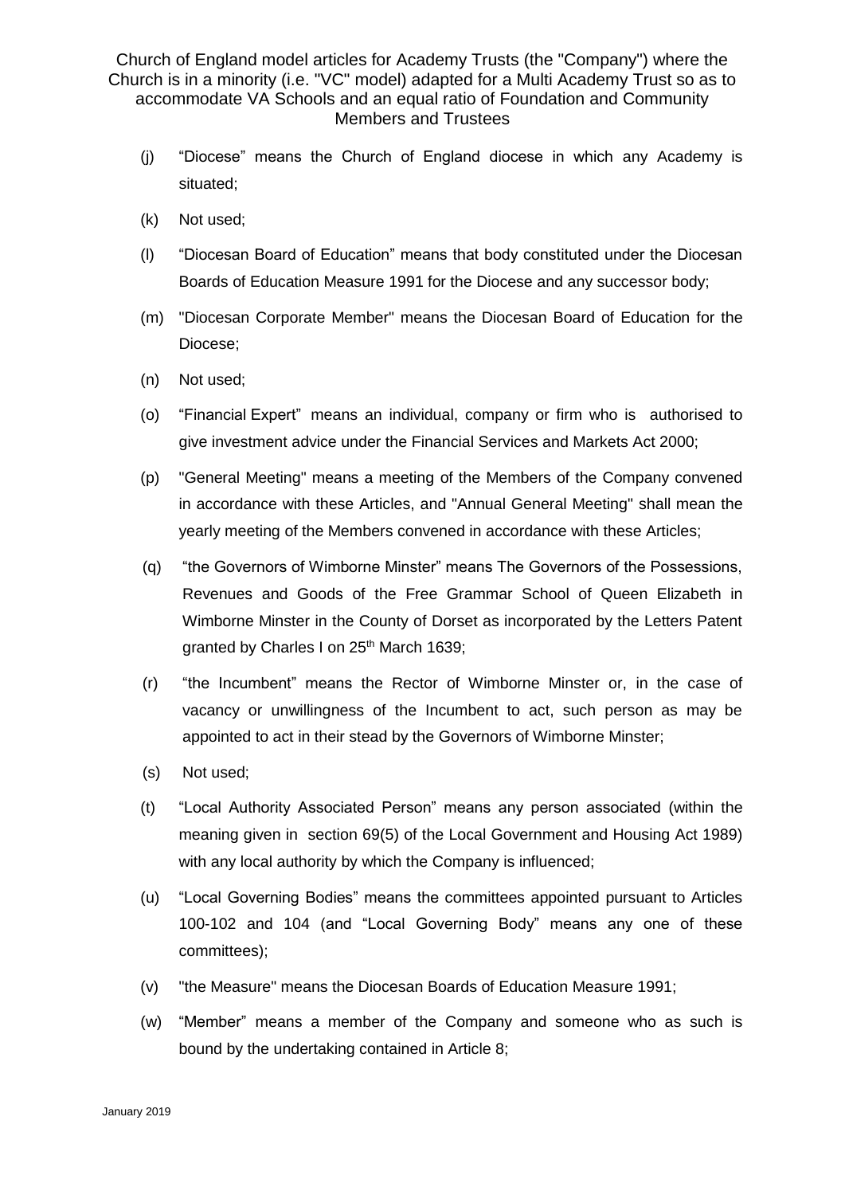(j) "Diocese" means the Church of England diocese in which any Academy is situated;

(k) Not used;

(l) "Diocesan Board of Education" means that body constituted under the Diocesan Boards of Education Measure 1991 for the Diocese and any successor body;

(m) "Diocesan Corporate Member" means the Diocesan Board of Education for the Diocese;

(n) Not used;

(o) "Financial Expert" means an individual, company or firm who is authorised to give investment advice under the Financial Services and Markets Act 2000;

(p) "General Meeting" means a meeting of the Members of the Company convened in accordance with these Articles, and "Annual General Meeting" shall mean the yearly meeting of the Members convened in accordance with these Articles;

(q) "the Governors of Wimborne Minster" means The Governors of the Possessions, Revenues and Goods of the Free Grammar School of Queen Elizabeth in Wimborne Minster in the County of Dorset as incorporated by the Letters Patent granted by Charles I on 25th March 1639;

(r) "the Incumbent" means the Rector of Wimborne Minster or, in the case of vacancy or unwillingness of the Incumbent to act, such person as may be appointed to act in their stead by the Governors of Wimborne Minster;

(s) Not used;

(t) "Local Authority Associated Person" means any person associated (within the meaning given in section 69(5) of the Local Government and Housing Act 1989) with any local authority by which the Company is influenced;

(u) "Local Governing Bodies" means the committees appointed pursuant to Articles 100-102 and 104 (and "Local Governing Body" means any one of these committees);

(v) "the Measure" means the Diocesan Boards of Education Measure 1991;

(w) "Member" means a member of the Company and someone who as such is bound by the undertaking contained in Article 8;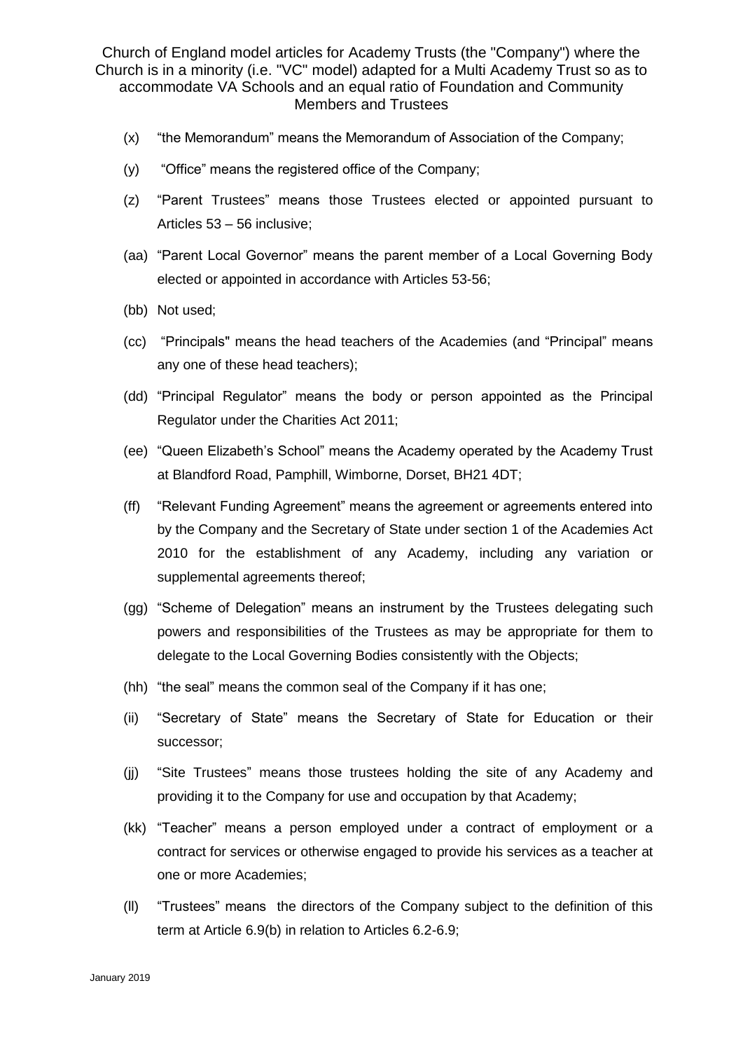(x) "the Memorandum" means the Memorandum of Association of the Company;

(y) "Office" means the registered office of the Company;

(z) "Parent Trustees" means those Trustees elected or appointed pursuant to Articles 53 – 56 inclusive;

(aa) "Parent Local Governor" means the parent member of a Local Governing Body elected or appointed in accordance with Articles 53-56;

(bb) Not used;

(cc) "Principals" means the head teachers of the Academies (and "Principal" means any one of these head teachers);

(dd) "Principal Regulator" means the body or person appointed as the Principal Regulator under the Charities Act 2011;

(ee) "Queen Elizabeth's School" means the Academy operated by the Academy Trust at Blandford Road, Pamphill, Wimborne, Dorset, BH21 4DT;

(ff) "Relevant Funding Agreement" means the agreement or agreements entered into by the Company and the Secretary of State under section 1 of the Academies Act 2010 for the establishment of any Academy, including any variation or supplemental agreements thereof;

(gg) "Scheme of Delegation" means an instrument by the Trustees delegating such powers and responsibilities of the Trustees as may be appropriate for them to delegate to the Local Governing Bodies consistently with the Objects;

(hh) "the seal" means the common seal of the Company if it has one;

(ii) "Secretary of State" means the Secretary of State for Education or their successor;

(jj) "Site Trustees" means those trustees holding the site of any Academy and providing it to the Company for use and occupation by that Academy;

(kk) "Teacher" means a person employed under a contract of employment or a contract for services or otherwise engaged to provide his services as a teacher at one or more Academies;

(ll) "Trustees" means the directors of the Company subject to the definition of this term at Article 6.9(b) in relation to Articles 6.2-6.9;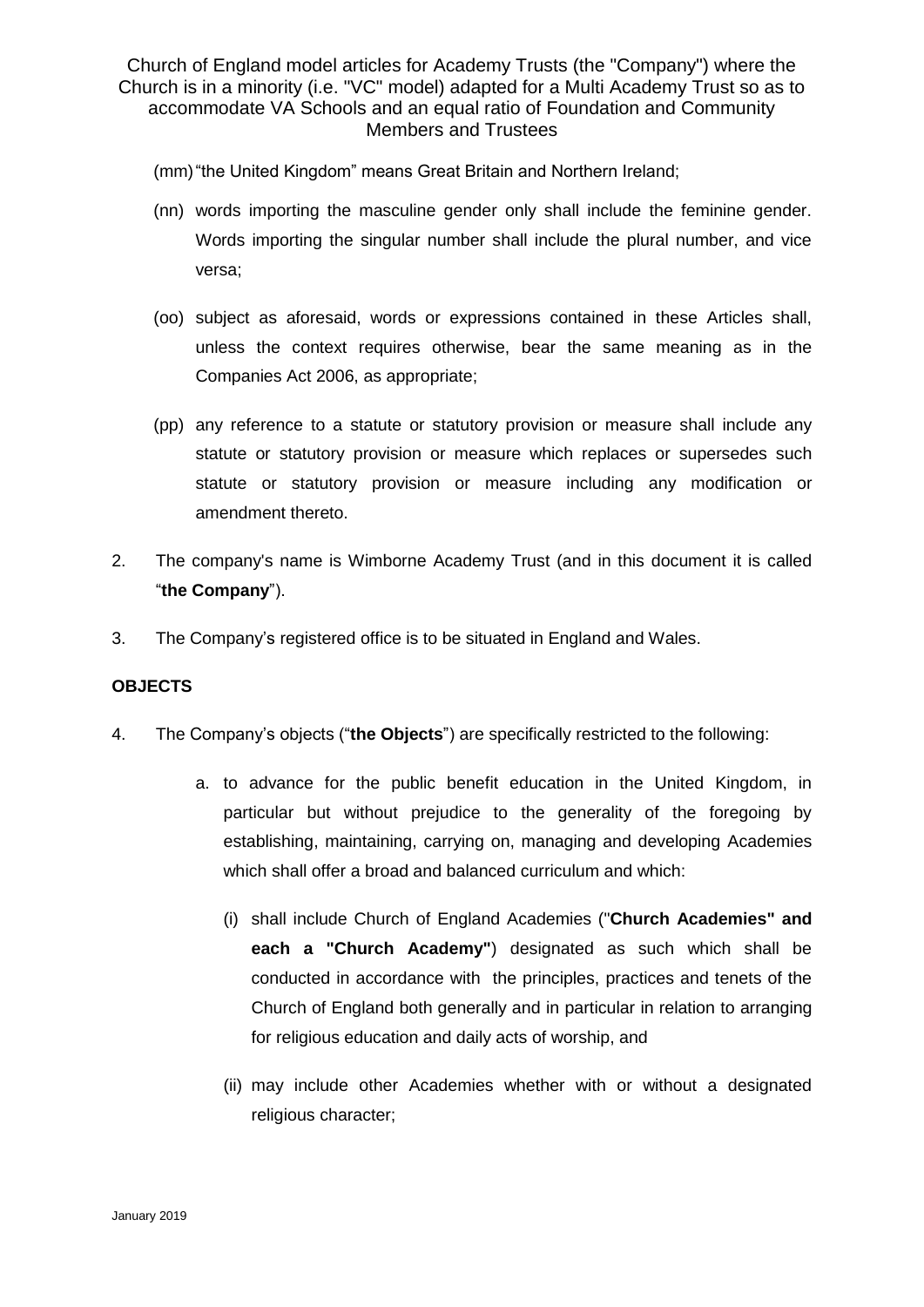(mm) “the United Kingdom” means Great Britain and Northern Ireland;

(nn) words importing the masculine gender only shall include the feminine gender. Words importing the singular number shall include the plural number, and vice versa;

(oo) subject as aforesaid, words or expressions contained in these Articles shall, unless the context requires otherwise, bear the same meaning as in the Companies Act 2006, as appropriate;

(pp) any reference to a statute or statutory provision or measure shall include any statute or statutory provision or measure which replaces or supersedes such statute or statutory provision or measure including any modification or amendment thereto.

2. The company's name is Wimborne Academy Trust (and in this document it is called “**the Company**”).

3. The Company’s registered office is to be situated in England and Wales.

**OBJECTS**

4. The Company’s objects (“**the Objects**”) are specifically restricted to the following:

   a. to advance for the public benefit education in the United Kingdom, in particular but without prejudice to the generality of the foregoing by establishing, maintaining, carrying on, managing and developing Academies which shall offer a broad and balanced curriculum and which:

      (i) shall include Church of England Academies ("**Church Academies" and each a "Church Academy"**) designated as such which shall be conducted in accordance with the principles, practices and tenets of the Church of England both generally and in particular in relation to arranging for religious education and daily acts of worship, and

      (ii) may include other Academies whether with or without a designated religious character;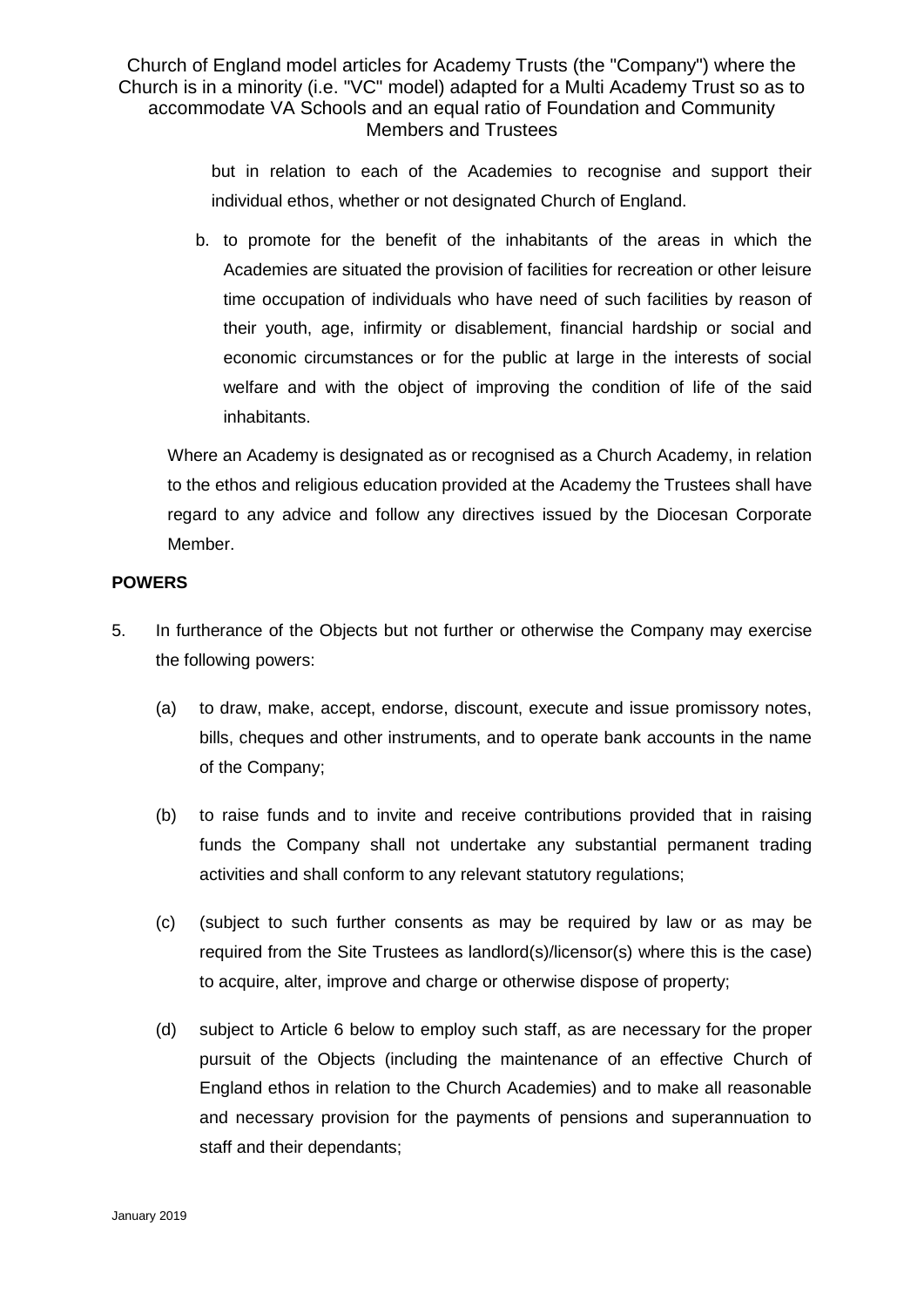but in relation to each of the Academies to recognise and support their individual ethos, whether or not designated Church of England.

b. to promote for the benefit of the inhabitants of the areas in which the Academies are situated the provision of facilities for recreation or other leisure time occupation of individuals who have need of such facilities by reason of their youth, age, infirmity or disablement, financial hardship or social and economic circumstances or for the public at large in the interests of social welfare and with the object of improving the condition of life of the said inhabitants.

Where an Academy is designated as or recognised as a Church Academy, in relation to the ethos and religious education provided at the Academy the Trustees shall have regard to any advice and follow any directives issued by the Diocesan Corporate Member.

**POWERS**

5. In furtherance of the Objects but not further or otherwise the Company may exercise the following powers:

   (a) to draw, make, accept, endorse, discount, execute and issue promissory notes, bills, cheques and other instruments, and to operate bank accounts in the name of the Company;

   (b) to raise funds and to invite and receive contributions provided that in raising funds the Company shall not undertake any substantial permanent trading activities and shall conform to any relevant statutory regulations;

   (c) (subject to such further consents as may be required by law or as may be required from the Site Trustees as landlord(s)/licensor(s) where this is the case) to acquire, alter, improve and charge or otherwise dispose of property;

   (d) subject to Article 6 below to employ such staff, as are necessary for the proper pursuit of the Objects (including the maintenance of an effective Church of England ethos in relation to the Church Academies) and to make all reasonable and necessary provision for the payments of pensions and superannuation to staff and their dependants;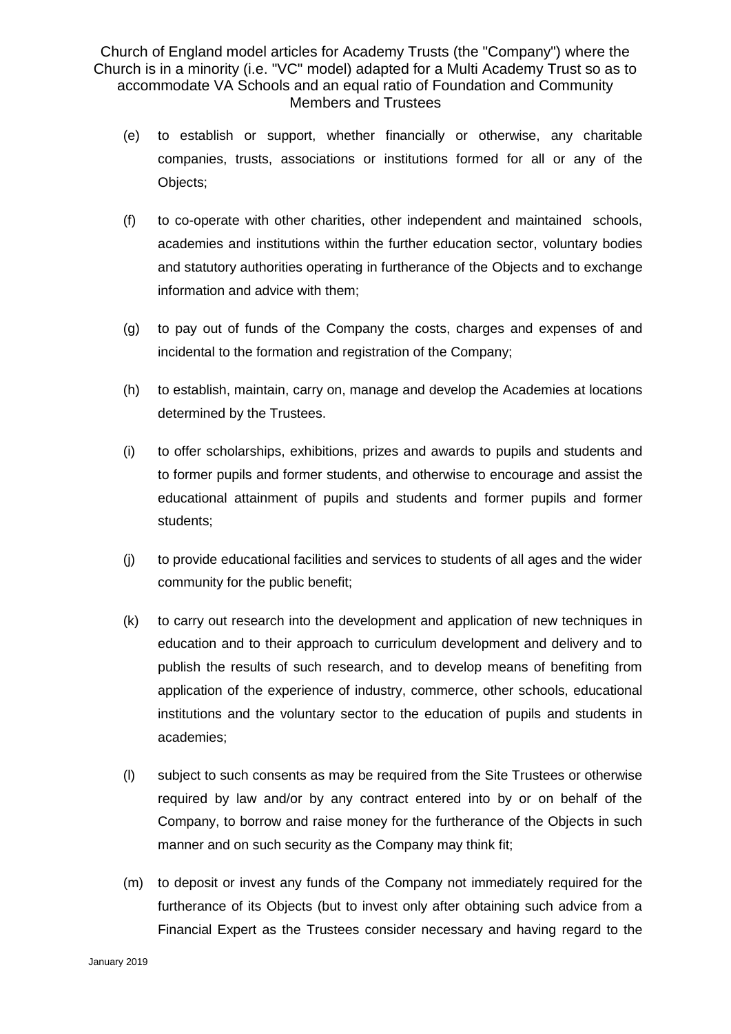(e) to establish or support, whether financially or otherwise, any charitable companies, trusts, associations or institutions formed for all or any of the Objects;

(f) to co-operate with other charities, other independent and maintained schools, academies and institutions within the further education sector, voluntary bodies and statutory authorities operating in furtherance of the Objects and to exchange information and advice with them;

(g) to pay out of funds of the Company the costs, charges and expenses of and incidental to the formation and registration of the Company;

(h) to establish, maintain, carry on, manage and develop the Academies at locations determined by the Trustees.

(i) to offer scholarships, exhibitions, prizes and awards to pupils and students and to former pupils and former students, and otherwise to encourage and assist the educational attainment of pupils and students and former pupils and former students;

(j) to provide educational facilities and services to students of all ages and the wider community for the public benefit;

(k) to carry out research into the development and application of new techniques in education and to their approach to curriculum development and delivery and to publish the results of such research, and to develop means of benefiting from application of the experience of industry, commerce, other schools, educational institutions and the voluntary sector to the education of pupils and students in academies;

(l) subject to such consents as may be required from the Site Trustees or otherwise required by law and/or by any contract entered into by or on behalf of the Company, to borrow and raise money for the furtherance of the Objects in such manner and on such security as the Company may think fit;

(m) to deposit or invest any funds of the Company not immediately required for the furtherance of its Objects (but to invest only after obtaining such advice from a Financial Expert as the Trustees consider necessary and having regard to the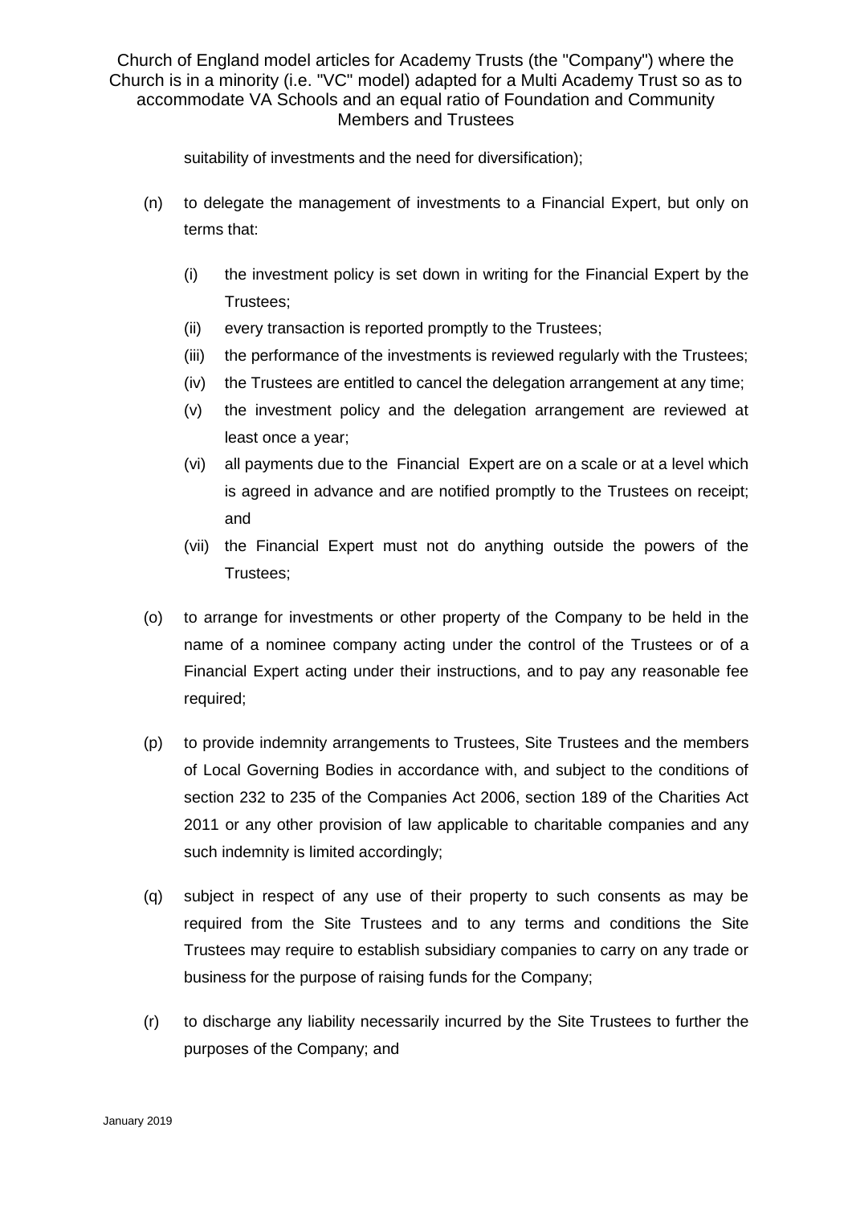suitability of investments and the need for diversification);

(n) to delegate the management of investments to a Financial Expert, but only on terms that:

  (i) the investment policy is set down in writing for the Financial Expert by the Trustees;
  (ii) every transaction is reported promptly to the Trustees;
  (iii) the performance of the investments is reviewed regularly with the Trustees;
  (iv) the Trustees are entitled to cancel the delegation arrangement at any time;
  (v) the investment policy and the delegation arrangement are reviewed at least once a year;
  (vi) all payments due to the Financial Expert are on a scale or at a level which is agreed in advance and are notified promptly to the Trustees on receipt; and
  (vii) the Financial Expert must not do anything outside the powers of the Trustees;

(o) to arrange for investments or other property of the Company to be held in the name of a nominee company acting under the control of the Trustees or of a Financial Expert acting under their instructions, and to pay any reasonable fee required;

(p) to provide indemnity arrangements to Trustees, Site Trustees and the members of Local Governing Bodies in accordance with, and subject to the conditions of section 232 to 235 of the Companies Act 2006, section 189 of the Charities Act 2011 or any other provision of law applicable to charitable companies and any such indemnity is limited accordingly;

(q) subject in respect of any use of their property to such consents as may be required from the Site Trustees and to any terms and conditions the Site Trustees may require to establish subsidiary companies to carry on any trade or business for the purpose of raising funds for the Company;

(r) to discharge any liability necessarily incurred by the Site Trustees to further the purposes of the Company; and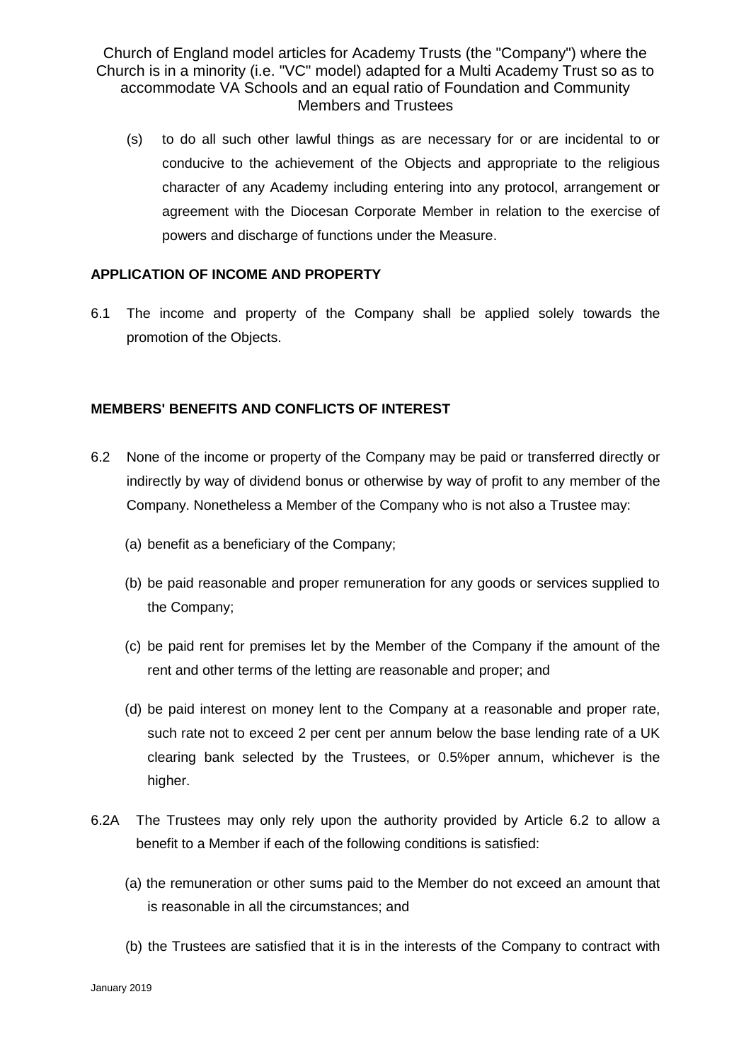(s) to do all such other lawful things as are necessary for or are incidental to or conducive to the achievement of the Objects and appropriate to the religious character of any Academy including entering into any protocol, arrangement or agreement with the Diocesan Corporate Member in relation to the exercise of powers and discharge of functions under the Measure.

**APPLICATION OF INCOME AND PROPERTY**

6.1 The income and property of the Company shall be applied solely towards the promotion of the Objects.

**MEMBERS' BENEFITS AND CONFLICTS OF INTEREST**

6.2 None of the income or property of the Company may be paid or transferred directly or indirectly by way of dividend bonus or otherwise by way of profit to any member of the Company. Nonetheless a Member of the Company who is not also a Trustee may:

(a) benefit as a beneficiary of the Company;

(b) be paid reasonable and proper remuneration for any goods or services supplied to the Company;

(c) be paid rent for premises let by the Member of the Company if the amount of the rent and other terms of the letting are reasonable and proper; and

(d) be paid interest on money lent to the Company at a reasonable and proper rate, such rate not to exceed 2 per cent per annum below the base lending rate of a UK clearing bank selected by the Trustees, or 0.5%per annum, whichever is the higher.

6.2A The Trustees may only rely upon the authority provided by Article 6.2 to allow a benefit to a Member if each of the following conditions is satisfied:

(a) the remuneration or other sums paid to the Member do not exceed an amount that is reasonable in all the circumstances; and

(b) the Trustees are satisfied that it is in the interests of the Company to contract with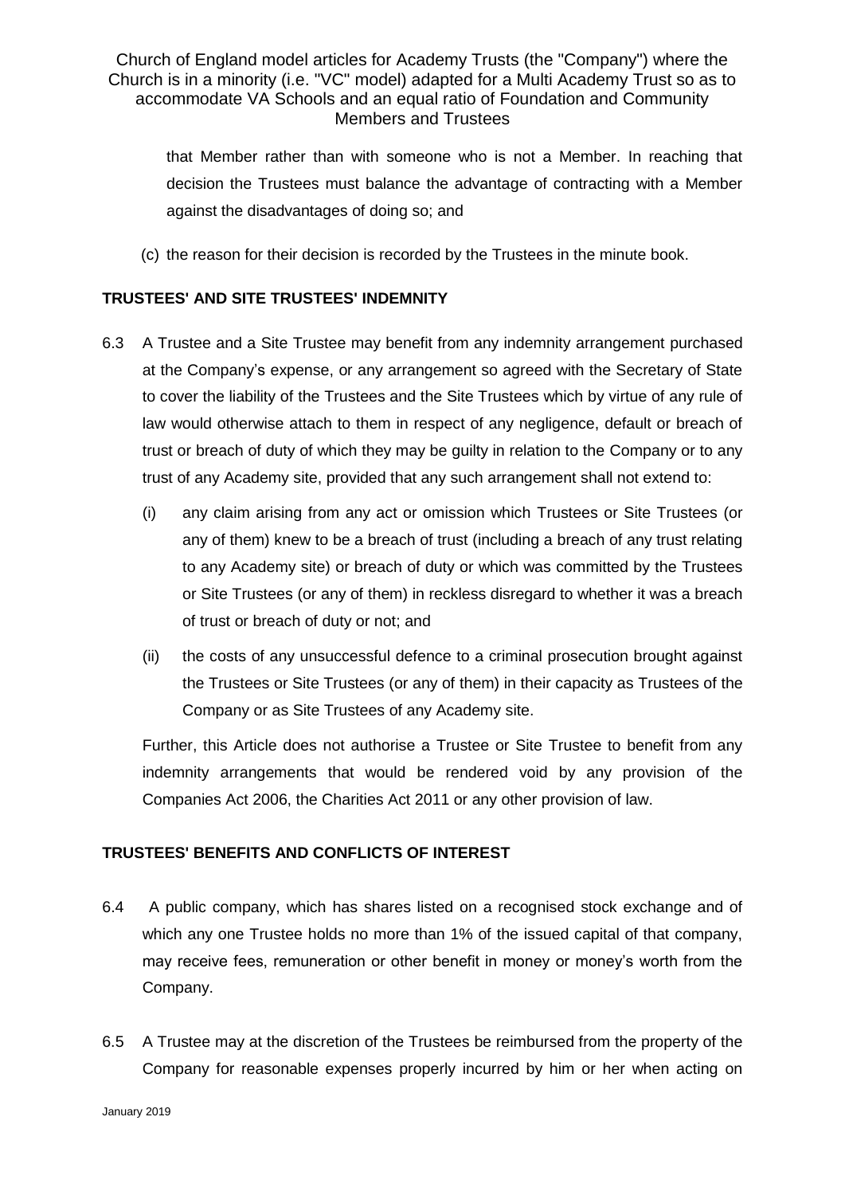that Member rather than with someone who is not a Member. In reaching that decision the Trustees must balance the advantage of contracting with a Member against the disadvantages of doing so; and

(c) the reason for their decision is recorded by the Trustees in the minute book.

**TRUSTEES' AND SITE TRUSTEES' INDEMNITY**

6.3 A Trustee and a Site Trustee may benefit from any indemnity arrangement purchased at the Company's expense, or any arrangement so agreed with the Secretary of State to cover the liability of the Trustees and the Site Trustees which by virtue of any rule of law would otherwise attach to them in respect of any negligence, default or breach of trust or breach of duty of which they may be guilty in relation to the Company or to any trust of any Academy site, provided that any such arrangement shall not extend to:

(i) any claim arising from any act or omission which Trustees or Site Trustees (or any of them) knew to be a breach of trust (including a breach of any trust relating to any Academy site) or breach of duty or which was committed by the Trustees or Site Trustees (or any of them) in reckless disregard to whether it was a breach of trust or breach of duty or not; and

(ii) the costs of any unsuccessful defence to a criminal prosecution brought against the Trustees or Site Trustees (or any of them) in their capacity as Trustees of the Company or as Site Trustees of any Academy site.

Further, this Article does not authorise a Trustee or Site Trustee to benefit from any indemnity arrangements that would be rendered void by any provision of the Companies Act 2006, the Charities Act 2011 or any other provision of law.

**TRUSTEES' BENEFITS AND CONFLICTS OF INTEREST**

6.4 A public company, which has shares listed on a recognised stock exchange and of which any one Trustee holds no more than 1% of the issued capital of that company, may receive fees, remuneration or other benefit in money or money's worth from the Company.

6.5 A Trustee may at the discretion of the Trustees be reimbursed from the property of the Company for reasonable expenses properly incurred by him or her when acting on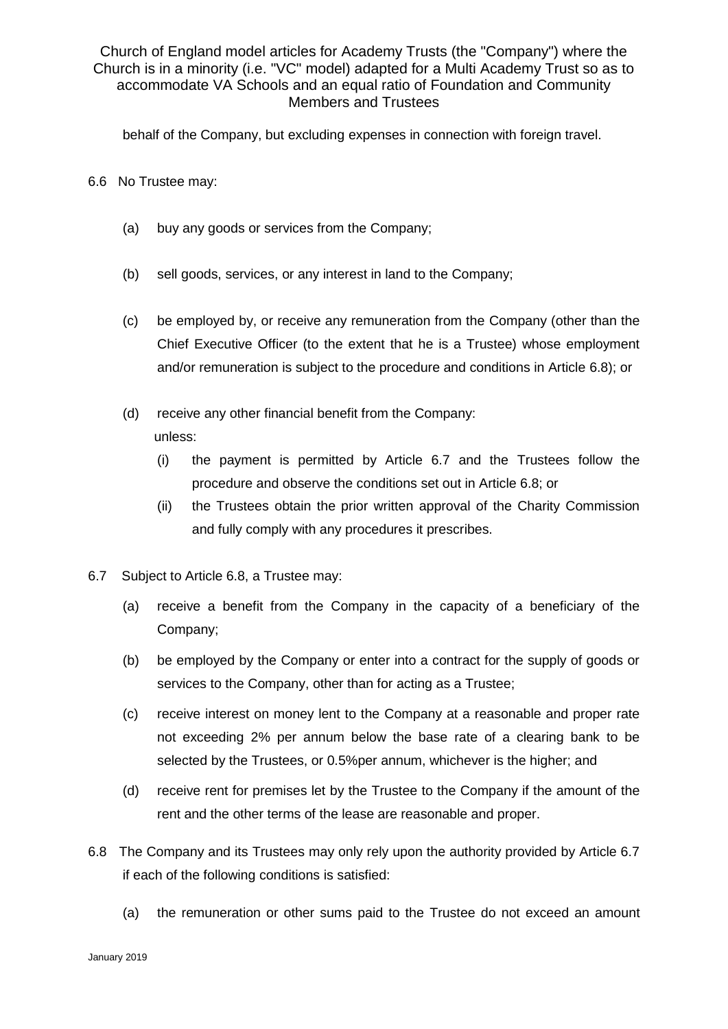behalf of the Company, but excluding expenses in connection with foreign travel.

6.6 No Trustee may:

(a) buy any goods or services from the Company;

(b) sell goods, services, or any interest in land to the Company;

(c) be employed by, or receive any remuneration from the Company (other than the Chief Executive Officer (to the extent that he is a Trustee) whose employment and/or remuneration is subject to the procedure and conditions in Article 6.8); or

(d) receive any other financial benefit from the Company:

unless:

(i) the payment is permitted by Article 6.7 and the Trustees follow the procedure and observe the conditions set out in Article 6.8; or

(ii) the Trustees obtain the prior written approval of the Charity Commission and fully comply with any procedures it prescribes.

6.7 Subject to Article 6.8, a Trustee may:

(a) receive a benefit from the Company in the capacity of a beneficiary of the Company;

(b) be employed by the Company or enter into a contract for the supply of goods or services to the Company, other than for acting as a Trustee;

(c) receive interest on money lent to the Company at a reasonable and proper rate not exceeding 2% per annum below the base rate of a clearing bank to be selected by the Trustees, or 0.5%per annum, whichever is the higher; and

(d) receive rent for premises let by the Trustee to the Company if the amount of the rent and the other terms of the lease are reasonable and proper.

6.8 The Company and its Trustees may only rely upon the authority provided by Article 6.7 if each of the following conditions is satisfied:

(a) the remuneration or other sums paid to the Trustee do not exceed an amount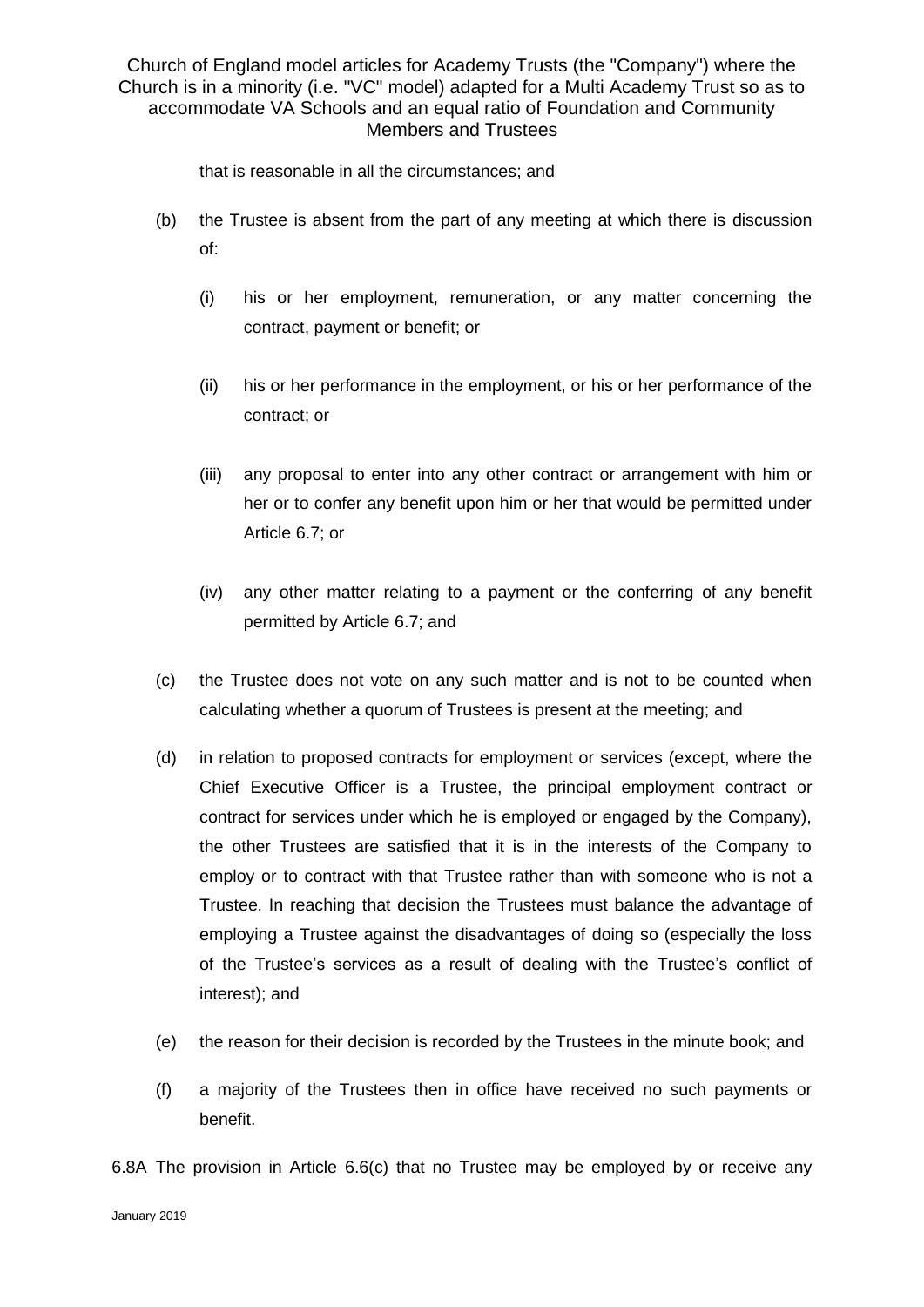that is reasonable in all the circumstances; and

(b) the Trustee is absent from the part of any meeting at which there is discussion of:

(i) his or her employment, remuneration, or any matter concerning the contract, payment or benefit; or

(ii) his or her performance in the employment, or his or her performance of the contract; or

(iii) any proposal to enter into any other contract or arrangement with him or her or to confer any benefit upon him or her that would be permitted under Article 6.7; or

(iv) any other matter relating to a payment or the conferring of any benefit permitted by Article 6.7; and

(c) the Trustee does not vote on any such matter and is not to be counted when calculating whether a quorum of Trustees is present at the meeting; and

(d) in relation to proposed contracts for employment or services (except, where the Chief Executive Officer is a Trustee, the principal employment contract or contract for services under which he is employed or engaged by the Company), the other Trustees are satisfied that it is in the interests of the Company to employ or to contract with that Trustee rather than with someone who is not a Trustee. In reaching that decision the Trustees must balance the advantage of employing a Trustee against the disadvantages of doing so (especially the loss of the Trustee's services as a result of dealing with the Trustee's conflict of interest); and

(e) the reason for their decision is recorded by the Trustees in the minute book; and

(f) a majority of the Trustees then in office have received no such payments or benefit.

6.8A The provision in Article 6.6(c) that no Trustee may be employed by or receive any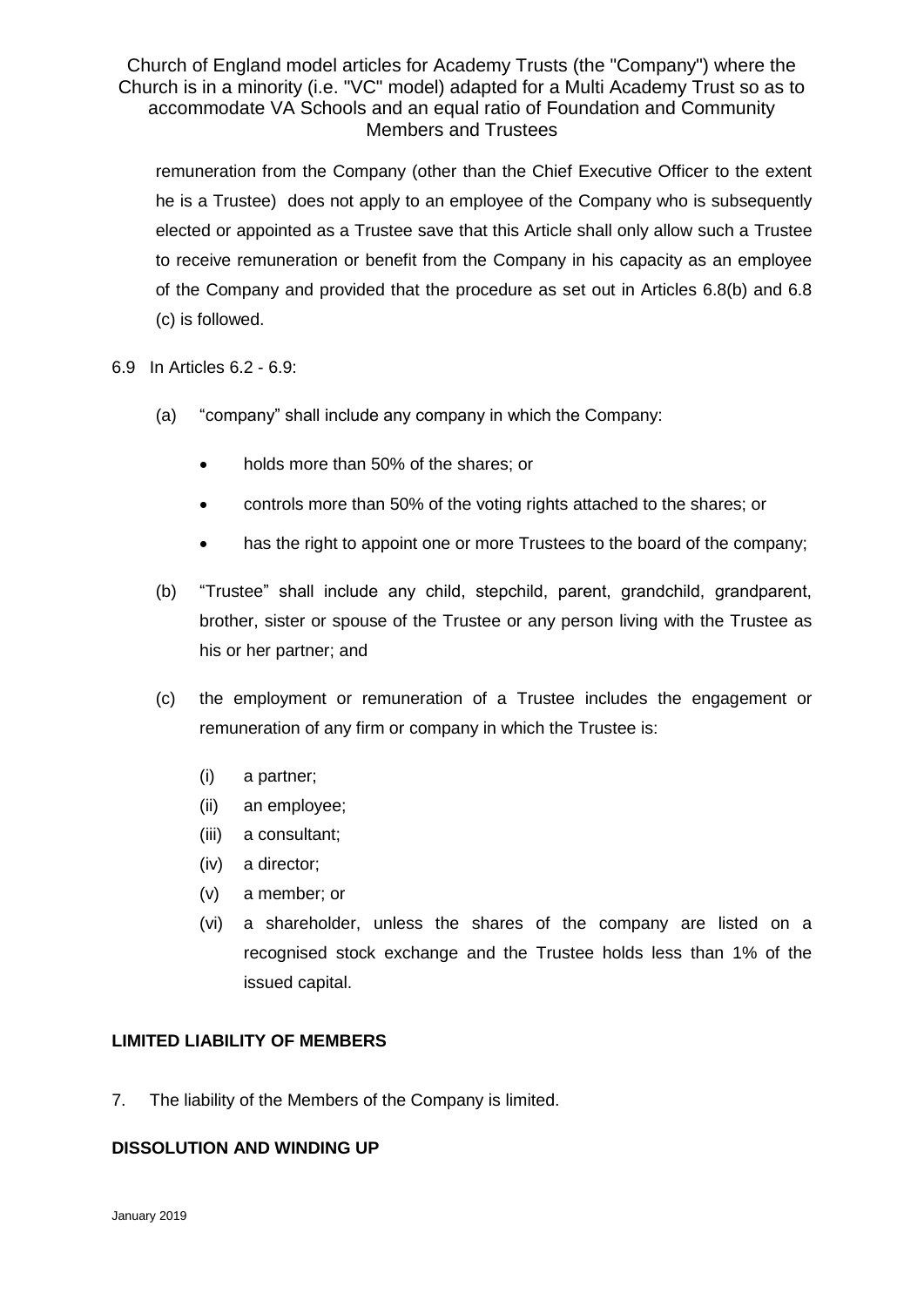remuneration from the Company (other than the Chief Executive Officer to the extent he is a Trustee) does not apply to an employee of the Company who is subsequently elected or appointed as a Trustee save that this Article shall only allow such a Trustee to receive remuneration or benefit from the Company in his capacity as an employee of the Company and provided that the procedure as set out in Articles 6.8(b) and 6.8 (c) is followed.

6.9 In Articles 6.2 - 6.9:

(a) "company" shall include any company in which the Company:

- holds more than 50% of the shares; or
- controls more than 50% of the voting rights attached to the shares; or
- has the right to appoint one or more Trustees to the board of the company;

(b) "Trustee" shall include any child, stepchild, parent, grandchild, grandparent, brother, sister or spouse of the Trustee or any person living with the Trustee as his or her partner; and

(c) the employment or remuneration of a Trustee includes the engagement or remuneration of any firm or company in which the Trustee is:

(i) a partner;
(ii) an employee;
(iii) a consultant;
(iv) a director;
(v) a member; or
(vi) a shareholder, unless the shares of the company are listed on a recognised stock exchange and the Trustee holds less than 1% of the issued capital.

**LIMITED LIABILITY OF MEMBERS**

7. The liability of the Members of the Company is limited.

**DISSOLUTION AND WINDING UP**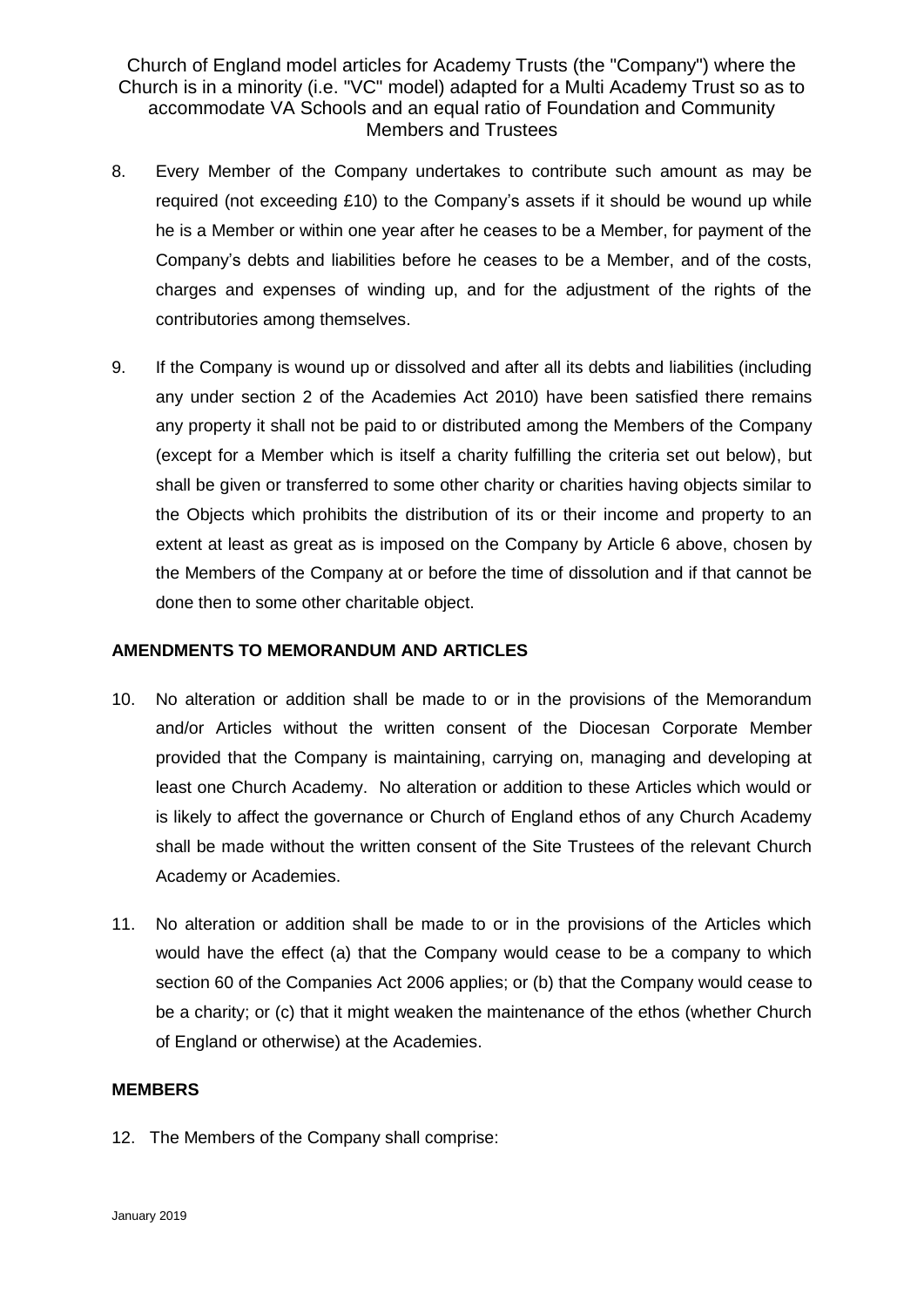8. Every Member of the Company undertakes to contribute such amount as may be required (not exceeding £10) to the Company's assets if it should be wound up while he is a Member or within one year after he ceases to be a Member, for payment of the Company's debts and liabilities before he ceases to be a Member, and of the costs, charges and expenses of winding up, and for the adjustment of the rights of the contributories among themselves.

9. If the Company is wound up or dissolved and after all its debts and liabilities (including any under section 2 of the Academies Act 2010) have been satisfied there remains any property it shall not be paid to or distributed among the Members of the Company (except for a Member which is itself a charity fulfilling the criteria set out below), but shall be given or transferred to some other charity or charities having objects similar to the Objects which prohibits the distribution of its or their income and property to an extent at least as great as is imposed on the Company by Article 6 above, chosen by the Members of the Company at or before the time of dissolution and if that cannot be done then to some other charitable object.

**AMENDMENTS TO MEMORANDUM AND ARTICLES**

10. No alteration or addition shall be made to or in the provisions of the Memorandum and/or Articles without the written consent of the Diocesan Corporate Member provided that the Company is maintaining, carrying on, managing and developing at least one Church Academy. No alteration or addition to these Articles which would or is likely to affect the governance or Church of England ethos of any Church Academy shall be made without the written consent of the Site Trustees of the relevant Church Academy or Academies.

11. No alteration or addition shall be made to or in the provisions of the Articles which would have the effect (a) that the Company would cease to be a company to which section 60 of the Companies Act 2006 applies; or (b) that the Company would cease to be a charity; or (c) that it might weaken the maintenance of the ethos (whether Church of England or otherwise) at the Academies.

**MEMBERS**

12. The Members of the Company shall comprise: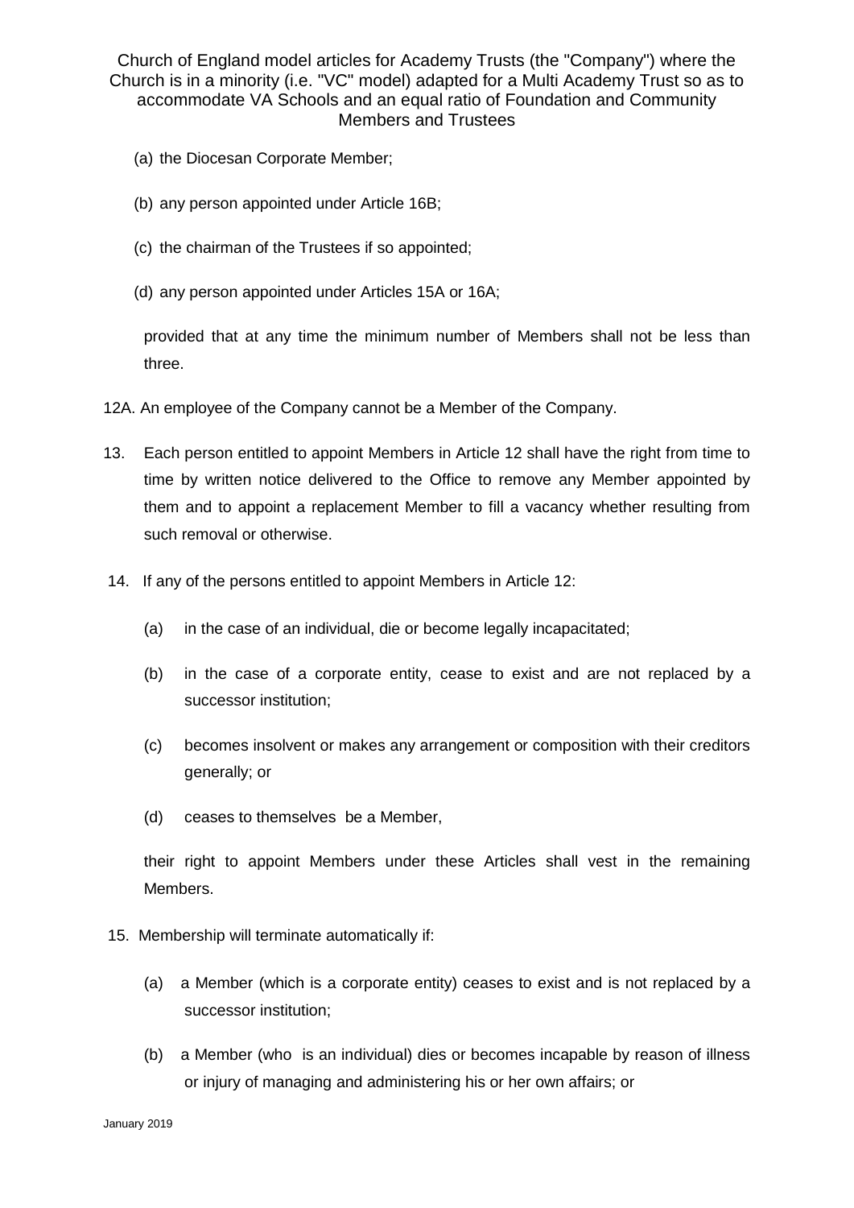(a) the Diocesan Corporate Member;

(b) any person appointed under Article 16B;

(c) the chairman of the Trustees if so appointed;

(d) any person appointed under Articles 15A or 16A;

provided that at any time the minimum number of Members shall not be less than three.

12A. An employee of the Company cannot be a Member of the Company.

13. Each person entitled to appoint Members in Article 12 shall have the right from time to time by written notice delivered to the Office to remove any Member appointed by them and to appoint a replacement Member to fill a vacancy whether resulting from such removal or otherwise.

14. If any of the persons entitled to appoint Members in Article 12:

(a) in the case of an individual, die or become legally incapacitated;

(b) in the case of a corporate entity, cease to exist and are not replaced by a successor institution;

(c) becomes insolvent or makes any arrangement or composition with their creditors generally; or

(d) ceases to themselves be a Member,

their right to appoint Members under these Articles shall vest in the remaining Members.

15. Membership will terminate automatically if:

(a) a Member (which is a corporate entity) ceases to exist and is not replaced by a successor institution;

(b) a Member (who is an individual) dies or becomes incapable by reason of illness or injury of managing and administering his or her own affairs; or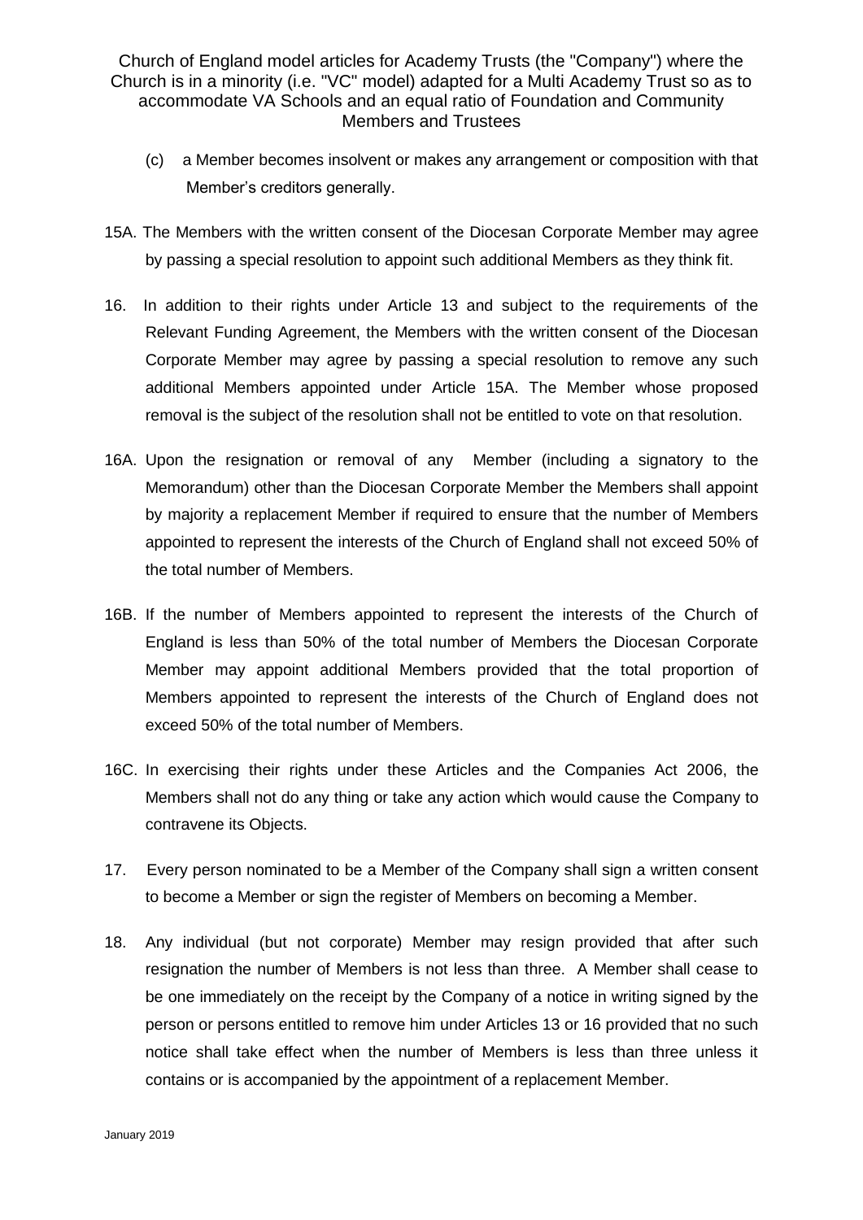(c) a Member becomes insolvent or makes any arrangement or composition with that Member's creditors generally.

15A. The Members with the written consent of the Diocesan Corporate Member may agree by passing a special resolution to appoint such additional Members as they think fit.

16. In addition to their rights under Article 13 and subject to the requirements of the Relevant Funding Agreement, the Members with the written consent of the Diocesan Corporate Member may agree by passing a special resolution to remove any such additional Members appointed under Article 15A. The Member whose proposed removal is the subject of the resolution shall not be entitled to vote on that resolution.

16A. Upon the resignation or removal of any Member (including a signatory to the Memorandum) other than the Diocesan Corporate Member the Members shall appoint by majority a replacement Member if required to ensure that the number of Members appointed to represent the interests of the Church of England shall not exceed 50% of the total number of Members.

16B. If the number of Members appointed to represent the interests of the Church of England is less than 50% of the total number of Members the Diocesan Corporate Member may appoint additional Members provided that the total proportion of Members appointed to represent the interests of the Church of England does not exceed 50% of the total number of Members.

16C. In exercising their rights under these Articles and the Companies Act 2006, the Members shall not do any thing or take any action which would cause the Company to contravene its Objects.

17. Every person nominated to be a Member of the Company shall sign a written consent to become a Member or sign the register of Members on becoming a Member.

18. Any individual (but not corporate) Member may resign provided that after such resignation the number of Members is not less than three. A Member shall cease to be one immediately on the receipt by the Company of a notice in writing signed by the person or persons entitled to remove him under Articles 13 or 16 provided that no such notice shall take effect when the number of Members is less than three unless it contains or is accompanied by the appointment of a replacement Member.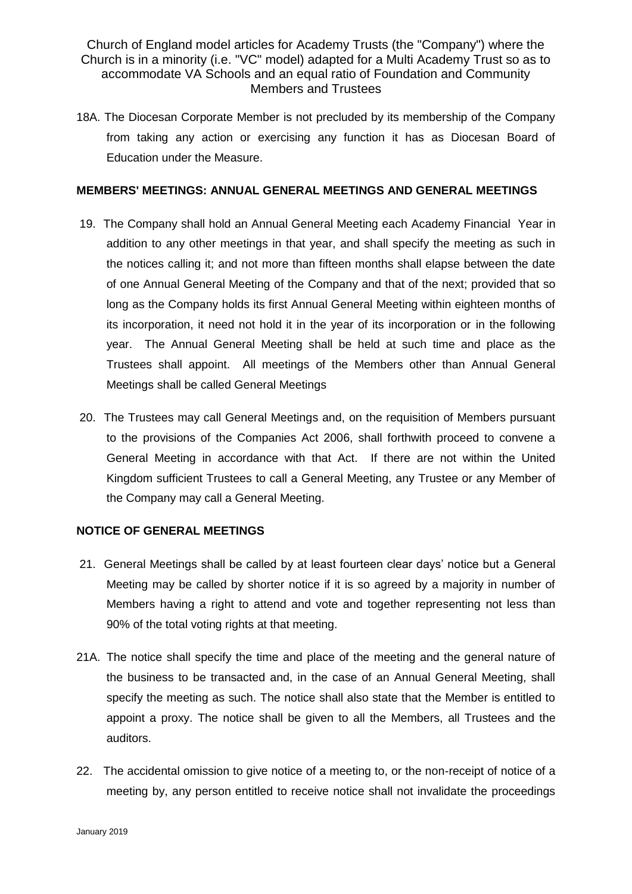18A. The Diocesan Corporate Member is not precluded by its membership of the Company from taking any action or exercising any function it has as Diocesan Board of Education under the Measure.

**MEMBERS' MEETINGS: ANNUAL GENERAL MEETINGS AND GENERAL MEETINGS**

19. The Company shall hold an Annual General Meeting each Academy Financial Year in addition to any other meetings in that year, and shall specify the meeting as such in the notices calling it; and not more than fifteen months shall elapse between the date of one Annual General Meeting of the Company and that of the next; provided that so long as the Company holds its first Annual General Meeting within eighteen months of its incorporation, it need not hold it in the year of its incorporation or in the following year. The Annual General Meeting shall be held at such time and place as the Trustees shall appoint. All meetings of the Members other than Annual General Meetings shall be called General Meetings

20. The Trustees may call General Meetings and, on the requisition of Members pursuant to the provisions of the Companies Act 2006, shall forthwith proceed to convene a General Meeting in accordance with that Act. If there are not within the United Kingdom sufficient Trustees to call a General Meeting, any Trustee or any Member of the Company may call a General Meeting.

**NOTICE OF GENERAL MEETINGS**

21. General Meetings shall be called by at least fourteen clear days' notice but a General Meeting may be called by shorter notice if it is so agreed by a majority in number of Members having a right to attend and vote and together representing not less than 90% of the total voting rights at that meeting.

21A. The notice shall specify the time and place of the meeting and the general nature of the business to be transacted and, in the case of an Annual General Meeting, shall specify the meeting as such. The notice shall also state that the Member is entitled to appoint a proxy. The notice shall be given to all the Members, all Trustees and the auditors.

22. The accidental omission to give notice of a meeting to, or the non-receipt of notice of a meeting by, any person entitled to receive notice shall not invalidate the proceedings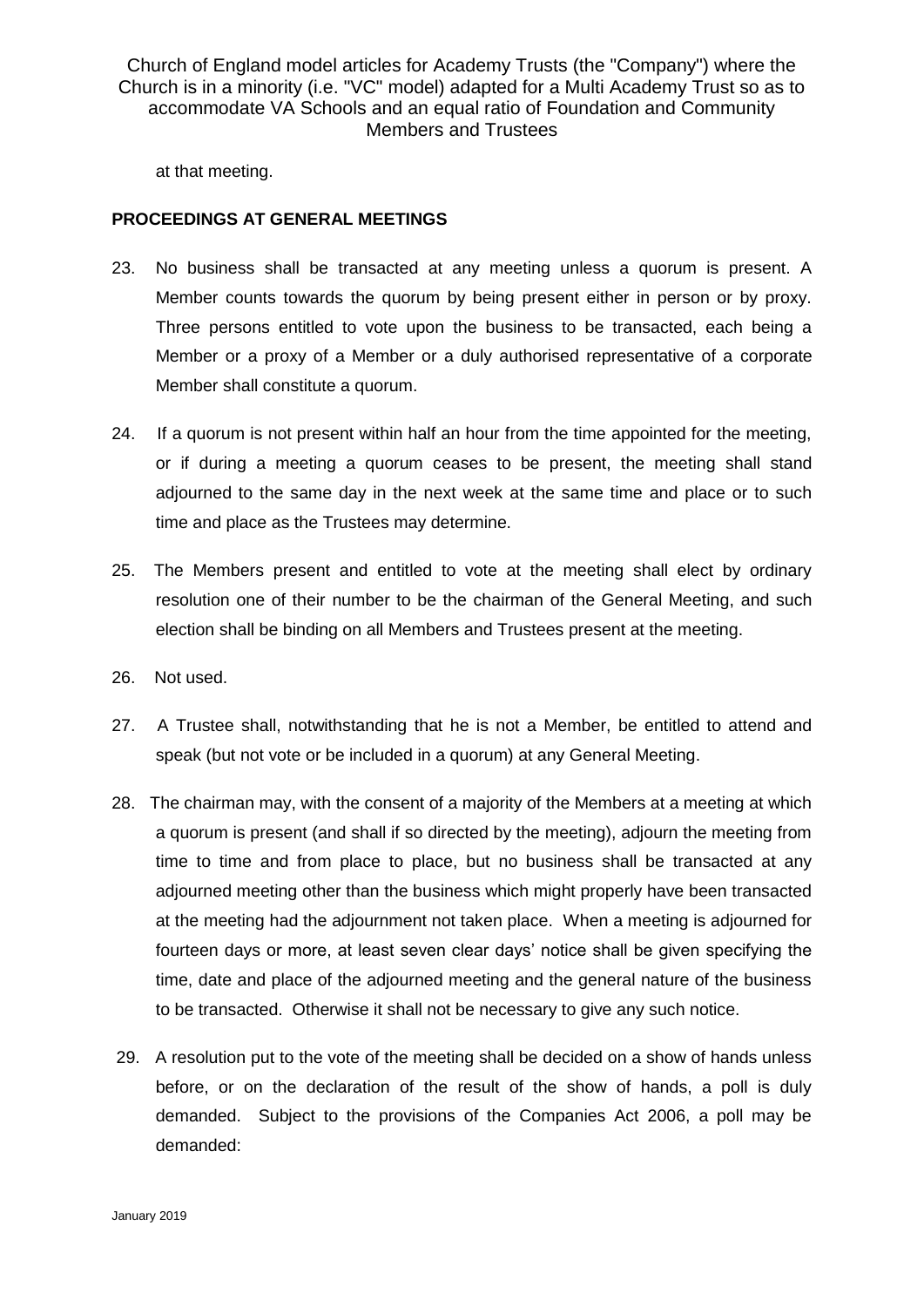at that meeting.

**PROCEEDINGS AT GENERAL MEETINGS**

23. No business shall be transacted at any meeting unless a quorum is present. A Member counts towards the quorum by being present either in person or by proxy. Three persons entitled to vote upon the business to be transacted, each being a Member or a proxy of a Member or a duly authorised representative of a corporate Member shall constitute a quorum.

24. If a quorum is not present within half an hour from the time appointed for the meeting, or if during a meeting a quorum ceases to be present, the meeting shall stand adjourned to the same day in the next week at the same time and place or to such time and place as the Trustees may determine.

25. The Members present and entitled to vote at the meeting shall elect by ordinary resolution one of their number to be the chairman of the General Meeting, and such election shall be binding on all Members and Trustees present at the meeting.

26. Not used.

27. A Trustee shall, notwithstanding that he is not a Member, be entitled to attend and speak (but not vote or be included in a quorum) at any General Meeting.

28. The chairman may, with the consent of a majority of the Members at a meeting at which a quorum is present (and shall if so directed by the meeting), adjourn the meeting from time to time and from place to place, but no business shall be transacted at any adjourned meeting other than the business which might properly have been transacted at the meeting had the adjournment not taken place. When a meeting is adjourned for fourteen days or more, at least seven clear days' notice shall be given specifying the time, date and place of the adjourned meeting and the general nature of the business to be transacted. Otherwise it shall not be necessary to give any such notice.

29. A resolution put to the vote of the meeting shall be decided on a show of hands unless before, or on the declaration of the result of the show of hands, a poll is duly demanded. Subject to the provisions of the Companies Act 2006, a poll may be demanded: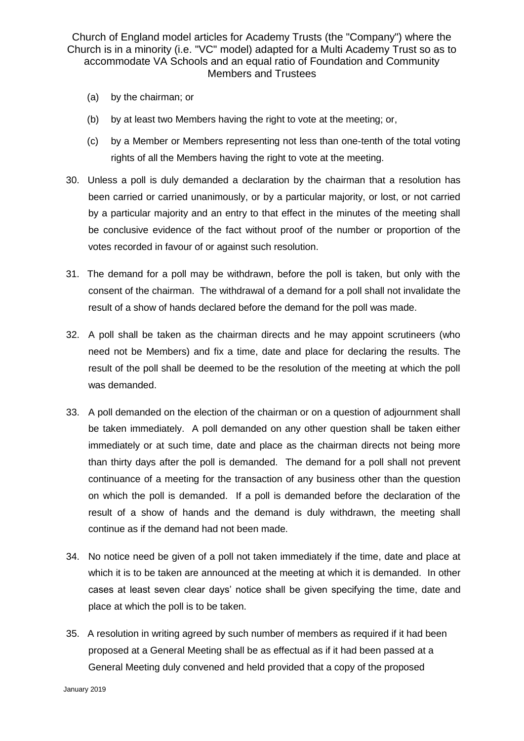(a) by the chairman; or

(b) by at least two Members having the right to vote at the meeting; or,

(c) by a Member or Members representing not less than one-tenth of the total voting rights of all the Members having the right to vote at the meeting.

30. Unless a poll is duly demanded a declaration by the chairman that a resolution has been carried or carried unanimously, or by a particular majority, or lost, or not carried by a particular majority and an entry to that effect in the minutes of the meeting shall be conclusive evidence of the fact without proof of the number or proportion of the votes recorded in favour of or against such resolution.

31. The demand for a poll may be withdrawn, before the poll is taken, but only with the consent of the chairman. The withdrawal of a demand for a poll shall not invalidate the result of a show of hands declared before the demand for the poll was made.

32. A poll shall be taken as the chairman directs and he may appoint scrutineers (who need not be Members) and fix a time, date and place for declaring the results. The result of the poll shall be deemed to be the resolution of the meeting at which the poll was demanded.

33. A poll demanded on the election of the chairman or on a question of adjournment shall be taken immediately. A poll demanded on any other question shall be taken either immediately or at such time, date and place as the chairman directs not being more than thirty days after the poll is demanded. The demand for a poll shall not prevent continuance of a meeting for the transaction of any business other than the question on which the poll is demanded. If a poll is demanded before the declaration of the result of a show of hands and the demand is duly withdrawn, the meeting shall continue as if the demand had not been made.

34. No notice need be given of a poll not taken immediately if the time, date and place at which it is to be taken are announced at the meeting at which it is demanded. In other cases at least seven clear days' notice shall be given specifying the time, date and place at which the poll is to be taken.

35. A resolution in writing agreed by such number of members as required if it had been proposed at a General Meeting shall be as effectual as if it had been passed at a General Meeting duly convened and held provided that a copy of the proposed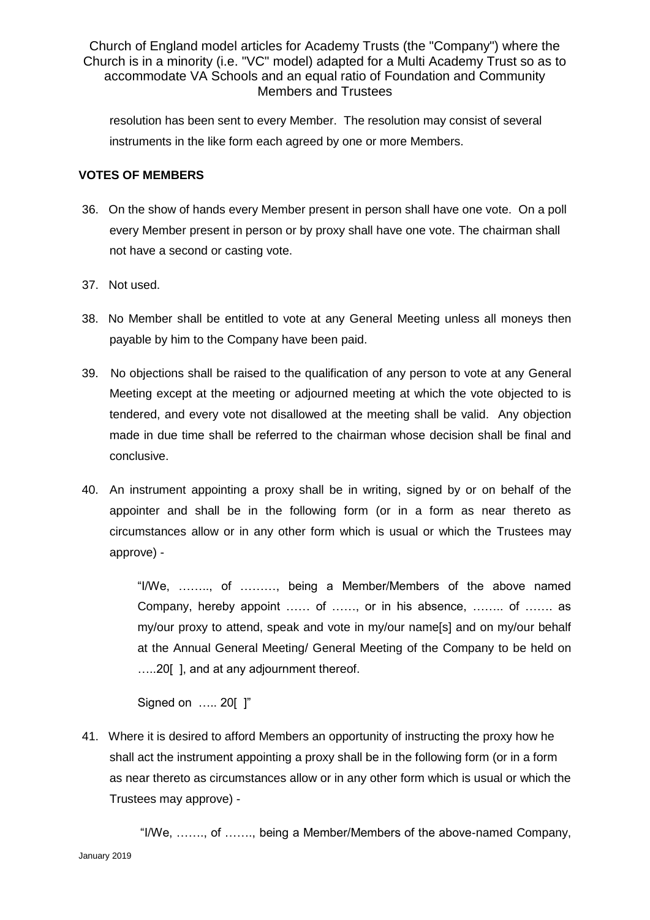resolution has been sent to every Member. The resolution may consist of several instruments in the like form each agreed by one or more Members.

**VOTES OF MEMBERS**

36. On the show of hands every Member present in person shall have one vote. On a poll every Member present in person or by proxy shall have one vote. The chairman shall not have a second or casting vote.

37. Not used.

38. No Member shall be entitled to vote at any General Meeting unless all moneys then payable by him to the Company have been paid.

39. No objections shall be raised to the qualification of any person to vote at any General Meeting except at the meeting or adjourned meeting at which the vote objected to is tendered, and every vote not disallowed at the meeting shall be valid. Any objection made in due time shall be referred to the chairman whose decision shall be final and conclusive.

40. An instrument appointing a proxy shall be in writing, signed by or on behalf of the appointer and shall be in the following form (or in a form as near thereto as circumstances allow or in any other form which is usual or which the Trustees may approve) -

    "I/We, …….., of ………, being a Member/Members of the above named Company, hereby appoint …… of ……, or in his absence, …….. of ……. as my/our proxy to attend, speak and vote in my/our name[s] and on my/our behalf at the Annual General Meeting/ General Meeting of the Company to be held on …..20[ ], and at any adjournment thereof.

    Signed on ….. 20[ ]"

41. Where it is desired to afford Members an opportunity of instructing the proxy how he shall act the instrument appointing a proxy shall be in the following form (or in a form as near thereto as circumstances allow or in any other form which is usual or which the Trustees may approve) -

    "I/We, ……., of ……., being a Member/Members of the above-named Company,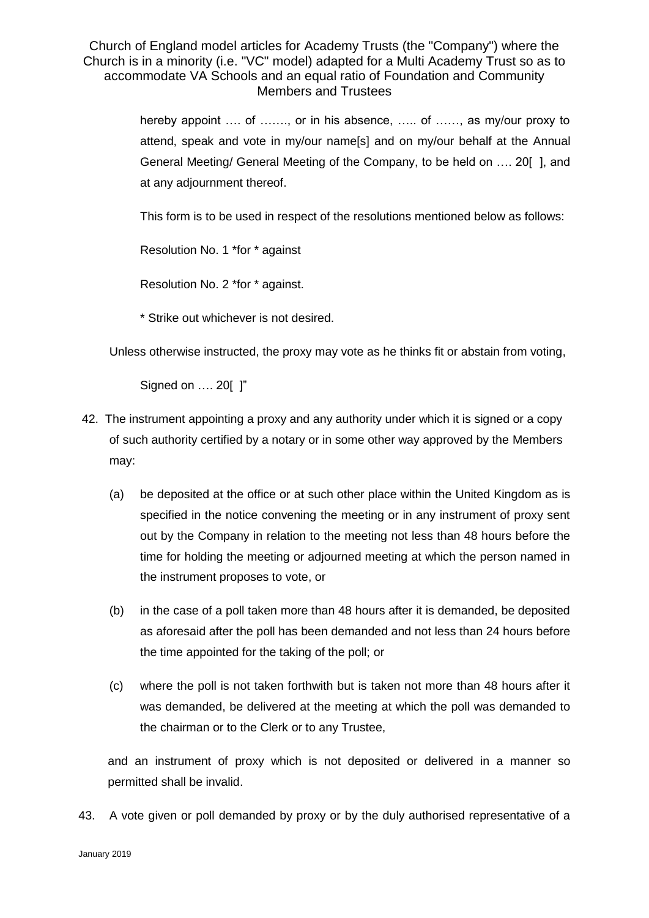hereby appoint …. of ……., or in his absence, ….. of ……, as my/our proxy to attend, speak and vote in my/our name[s] and on my/our behalf at the Annual General Meeting/ General Meeting of the Company, to be held on …. 20[ ], and at any adjournment thereof.

This form is to be used in respect of the resolutions mentioned below as follows:

Resolution No. 1 *for * against

Resolution No. 2 *for * against.

* Strike out whichever is not desired.

Unless otherwise instructed, the proxy may vote as he thinks fit or abstain from voting,

Signed on …. 20[ ]"

42. The instrument appointing a proxy and any authority under which it is signed or a copy of such authority certified by a notary or in some other way approved by the Members may:

    (a) be deposited at the office or at such other place within the United Kingdom as is specified in the notice convening the meeting or in any instrument of proxy sent out by the Company in relation to the meeting not less than 48 hours before the time for holding the meeting or adjourned meeting at which the person named in the instrument proposes to vote, or

    (b) in the case of a poll taken more than 48 hours after it is demanded, be deposited as aforesaid after the poll has been demanded and not less than 24 hours before the time appointed for the taking of the poll; or

    (c) where the poll is not taken forthwith but is taken not more than 48 hours after it was demanded, be delivered at the meeting at which the poll was demanded to the chairman or to the Clerk or to any Trustee,

    and an instrument of proxy which is not deposited or delivered in a manner so permitted shall be invalid.

43. A vote given or poll demanded by proxy or by the duly authorised representative of a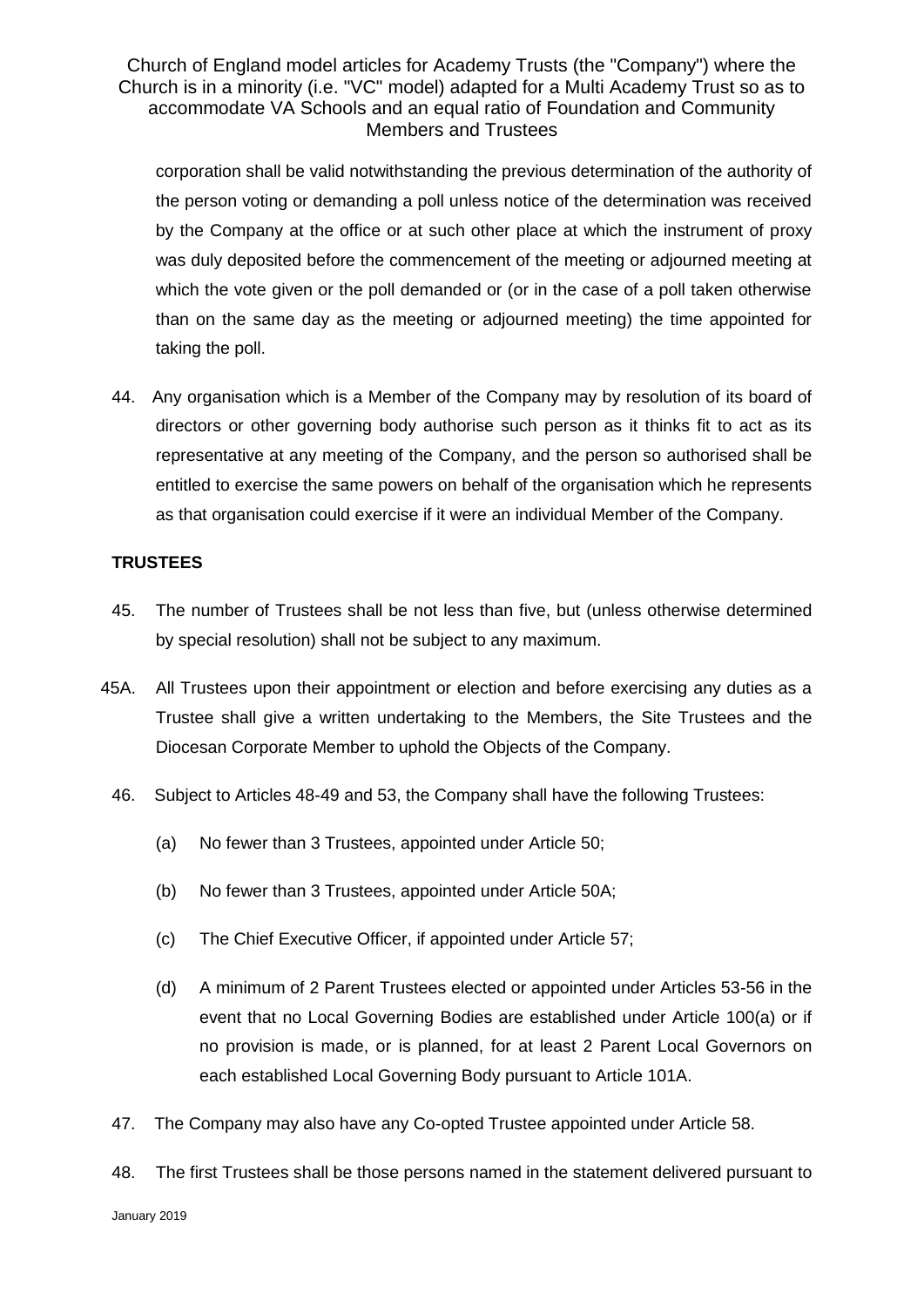corporation shall be valid notwithstanding the previous determination of the authority of the person voting or demanding a poll unless notice of the determination was received by the Company at the office or at such other place at which the instrument of proxy was duly deposited before the commencement of the meeting or adjourned meeting at which the vote given or the poll demanded or (or in the case of a poll taken otherwise than on the same day as the meeting or adjourned meeting) the time appointed for taking the poll.

44. Any organisation which is a Member of the Company may by resolution of its board of directors or other governing body authorise such person as it thinks fit to act as its representative at any meeting of the Company, and the person so authorised shall be entitled to exercise the same powers on behalf of the organisation which he represents as that organisation could exercise if it were an individual Member of the Company.

**TRUSTEES**

45. The number of Trustees shall be not less than five, but (unless otherwise determined by special resolution) shall not be subject to any maximum.

45A. All Trustees upon their appointment or election and before exercising any duties as a Trustee shall give a written undertaking to the Members, the Site Trustees and the Diocesan Corporate Member to uphold the Objects of the Company.

46. Subject to Articles 48-49 and 53, the Company shall have the following Trustees:

(a) No fewer than 3 Trustees, appointed under Article 50;

(b) No fewer than 3 Trustees, appointed under Article 50A;

(c) The Chief Executive Officer, if appointed under Article 57;

(d) A minimum of 2 Parent Trustees elected or appointed under Articles 53-56 in the event that no Local Governing Bodies are established under Article 100(a) or if no provision is made, or is planned, for at least 2 Parent Local Governors on each established Local Governing Body pursuant to Article 101A.

47. The Company may also have any Co-opted Trustee appointed under Article 58.

48. The first Trustees shall be those persons named in the statement delivered pursuant to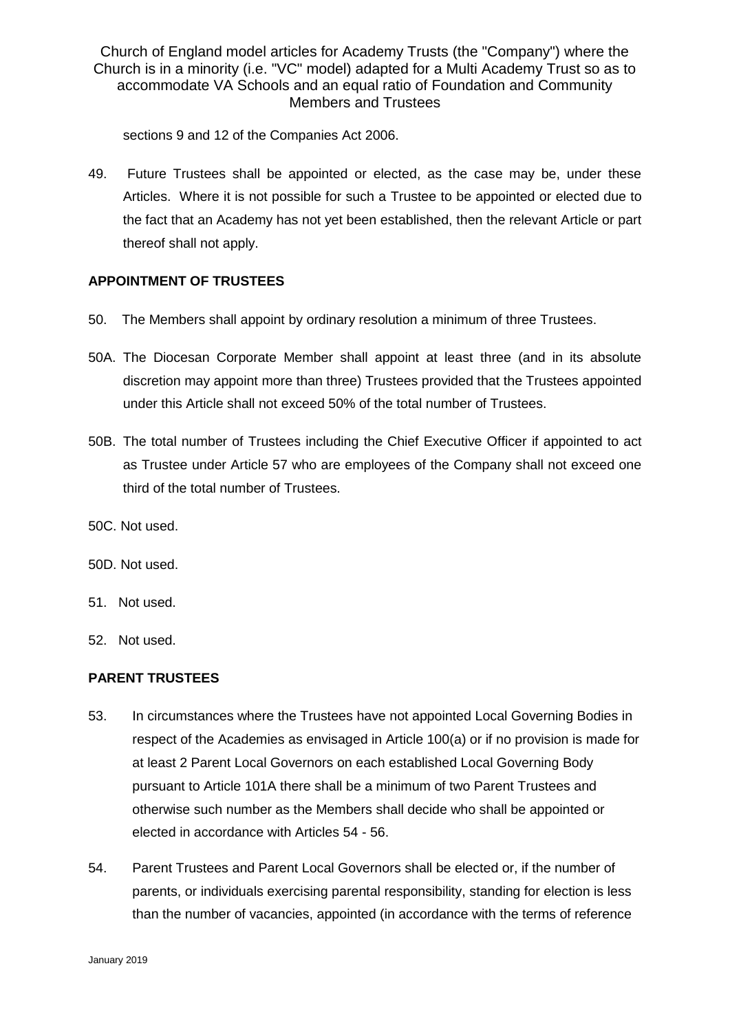sections 9 and 12 of the Companies Act 2006.

49. Future Trustees shall be appointed or elected, as the case may be, under these Articles. Where it is not possible for such a Trustee to be appointed or elected due to the fact that an Academy has not yet been established, then the relevant Article or part thereof shall not apply.

**APPOINTMENT OF TRUSTEES**

50. The Members shall appoint by ordinary resolution a minimum of three Trustees.

50A. The Diocesan Corporate Member shall appoint at least three (and in its absolute discretion may appoint more than three) Trustees provided that the Trustees appointed under this Article shall not exceed 50% of the total number of Trustees.

50B. The total number of Trustees including the Chief Executive Officer if appointed to act as Trustee under Article 57 who are employees of the Company shall not exceed one third of the total number of Trustees.

50C. Not used.

50D. Not used.

51. Not used.

52. Not used.

**PARENT TRUSTEES**

53. In circumstances where the Trustees have not appointed Local Governing Bodies in respect of the Academies as envisaged in Article 100(a) or if no provision is made for at least 2 Parent Local Governors on each established Local Governing Body pursuant to Article 101A there shall be a minimum of two Parent Trustees and otherwise such number as the Members shall decide who shall be appointed or elected in accordance with Articles 54 - 56.

54. Parent Trustees and Parent Local Governors shall be elected or, if the number of parents, or individuals exercising parental responsibility, standing for election is less than the number of vacancies, appointed (in accordance with the terms of reference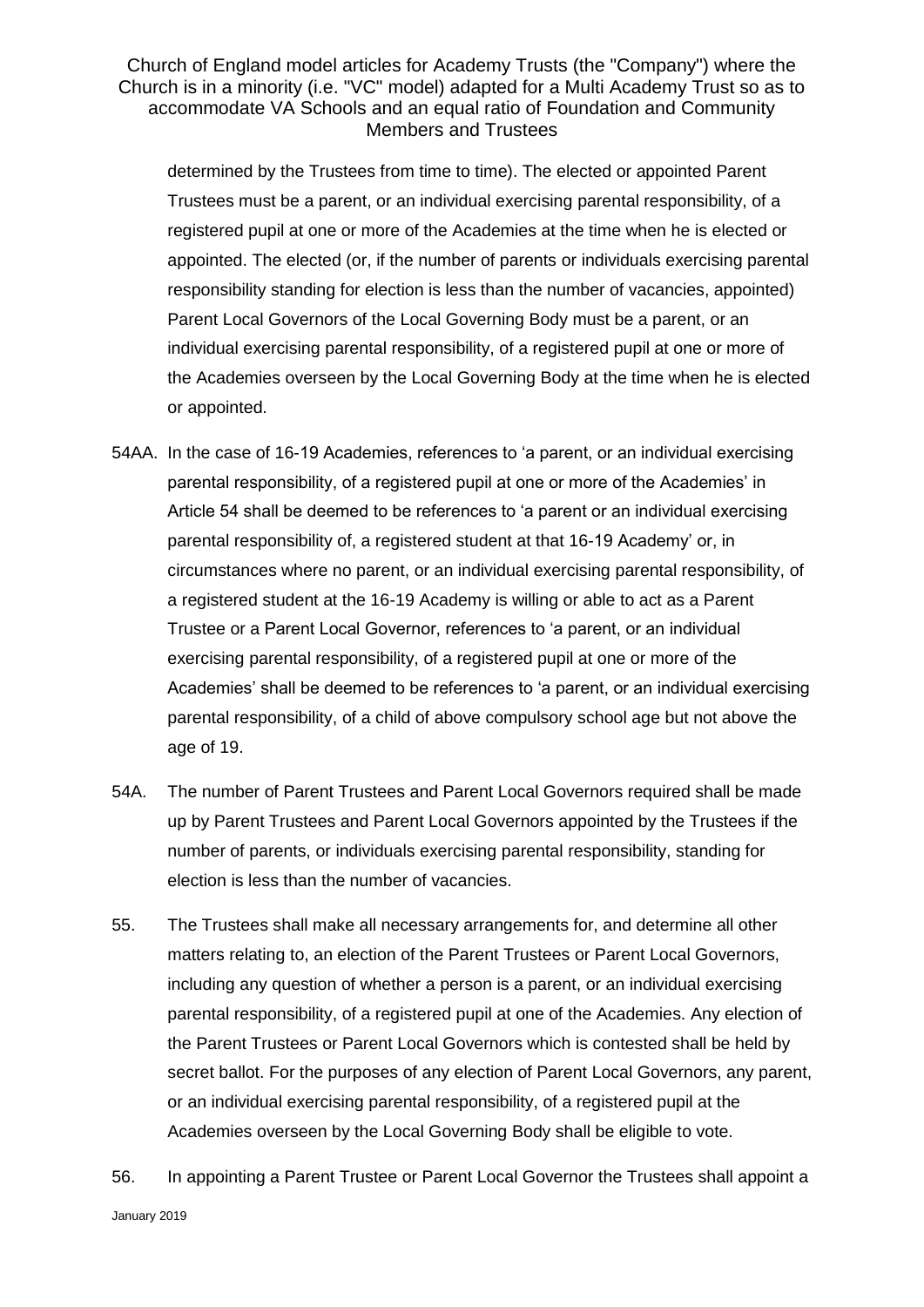determined by the Trustees from time to time). The elected or appointed Parent Trustees must be a parent, or an individual exercising parental responsibility, of a registered pupil at one or more of the Academies at the time when he is elected or appointed. The elected (or, if the number of parents or individuals exercising parental responsibility standing for election is less than the number of vacancies, appointed) Parent Local Governors of the Local Governing Body must be a parent, or an individual exercising parental responsibility, of a registered pupil at one or more of the Academies overseen by the Local Governing Body at the time when he is elected or appointed.

54AA. In the case of 16-19 Academies, references to 'a parent, or an individual exercising parental responsibility, of a registered pupil at one or more of the Academies' in Article 54 shall be deemed to be references to 'a parent or an individual exercising parental responsibility of, a registered student at that 16-19 Academy' or, in circumstances where no parent, or an individual exercising parental responsibility, of a registered student at the 16-19 Academy is willing or able to act as a Parent Trustee or a Parent Local Governor, references to 'a parent, or an individual exercising parental responsibility, of a registered pupil at one or more of the Academies' shall be deemed to be references to 'a parent, or an individual exercising parental responsibility, of a child of above compulsory school age but not above the age of 19.

54A. The number of Parent Trustees and Parent Local Governors required shall be made up by Parent Trustees and Parent Local Governors appointed by the Trustees if the number of parents, or individuals exercising parental responsibility, standing for election is less than the number of vacancies.

55. The Trustees shall make all necessary arrangements for, and determine all other matters relating to, an election of the Parent Trustees or Parent Local Governors, including any question of whether a person is a parent, or an individual exercising parental responsibility, of a registered pupil at one of the Academies. Any election of the Parent Trustees or Parent Local Governors which is contested shall be held by secret ballot. For the purposes of any election of Parent Local Governors, any parent, or an individual exercising parental responsibility, of a registered pupil at the Academies overseen by the Local Governing Body shall be eligible to vote.

56. In appointing a Parent Trustee or Parent Local Governor the Trustees shall appoint a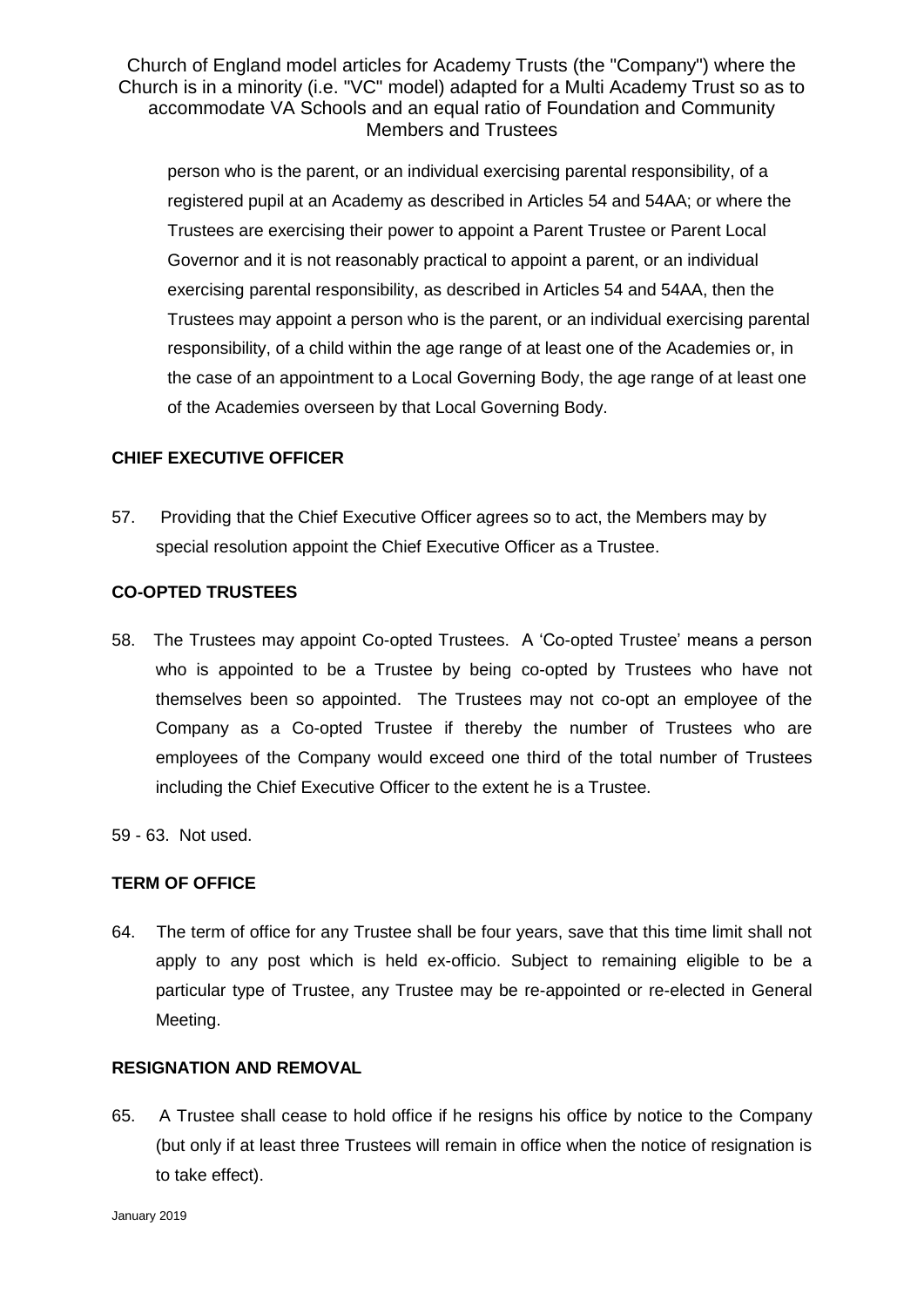person who is the parent, or an individual exercising parental responsibility, of a registered pupil at an Academy as described in Articles 54 and 54AA; or where the Trustees are exercising their power to appoint a Parent Trustee or Parent Local Governor and it is not reasonably practical to appoint a parent, or an individual exercising parental responsibility, as described in Articles 54 and 54AA, then the Trustees may appoint a person who is the parent, or an individual exercising parental responsibility, of a child within the age range of at least one of the Academies or, in the case of an appointment to a Local Governing Body, the age range of at least one of the Academies overseen by that Local Governing Body.

**CHIEF EXECUTIVE OFFICER**

57. Providing that the Chief Executive Officer agrees so to act, the Members may by special resolution appoint the Chief Executive Officer as a Trustee.

**CO-OPTED TRUSTEES**

58. The Trustees may appoint Co-opted Trustees. A 'Co-opted Trustee' means a person who is appointed to be a Trustee by being co-opted by Trustees who have not themselves been so appointed. The Trustees may not co-opt an employee of the Company as a Co-opted Trustee if thereby the number of Trustees who are employees of the Company would exceed one third of the total number of Trustees including the Chief Executive Officer to the extent he is a Trustee.

59 - 63. Not used.

**TERM OF OFFICE**

64. The term of office for any Trustee shall be four years, save that this time limit shall not apply to any post which is held ex-officio. Subject to remaining eligible to be a particular type of Trustee, any Trustee may be re-appointed or re-elected in General Meeting.

**RESIGNATION AND REMOVAL**

65. A Trustee shall cease to hold office if he resigns his office by notice to the Company (but only if at least three Trustees will remain in office when the notice of resignation is to take effect).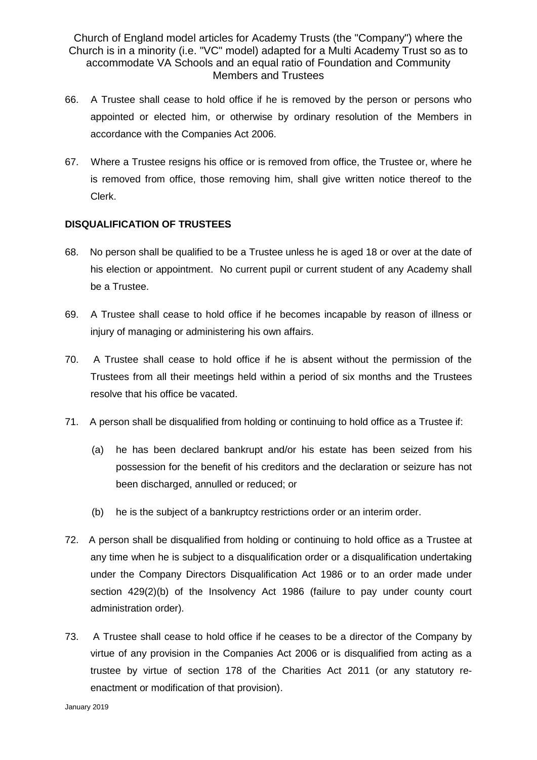66. A Trustee shall cease to hold office if he is removed by the person or persons who appointed or elected him, or otherwise by ordinary resolution of the Members in accordance with the Companies Act 2006.

67. Where a Trustee resigns his office or is removed from office, the Trustee or, where he is removed from office, those removing him, shall give written notice thereof to the Clerk.

**DISQUALIFICATION OF TRUSTEES**

68. No person shall be qualified to be a Trustee unless he is aged 18 or over at the date of his election or appointment. No current pupil or current student of any Academy shall be a Trustee.

69. A Trustee shall cease to hold office if he becomes incapable by reason of illness or injury of managing or administering his own affairs.

70. A Trustee shall cease to hold office if he is absent without the permission of the Trustees from all their meetings held within a period of six months and the Trustees resolve that his office be vacated.

71. A person shall be disqualified from holding or continuing to hold office as a Trustee if:

    (a) he has been declared bankrupt and/or his estate has been seized from his possession for the benefit of his creditors and the declaration or seizure has not been discharged, annulled or reduced; or

    (b) he is the subject of a bankruptcy restrictions order or an interim order.

72. A person shall be disqualified from holding or continuing to hold office as a Trustee at any time when he is subject to a disqualification order or a disqualification undertaking under the Company Directors Disqualification Act 1986 or to an order made under section 429(2)(b) of the Insolvency Act 1986 (failure to pay under county court administration order).

73. A Trustee shall cease to hold office if he ceases to be a director of the Company by virtue of any provision in the Companies Act 2006 or is disqualified from acting as a trustee by virtue of section 178 of the Charities Act 2011 (or any statutory re-enactment or modification of that provision).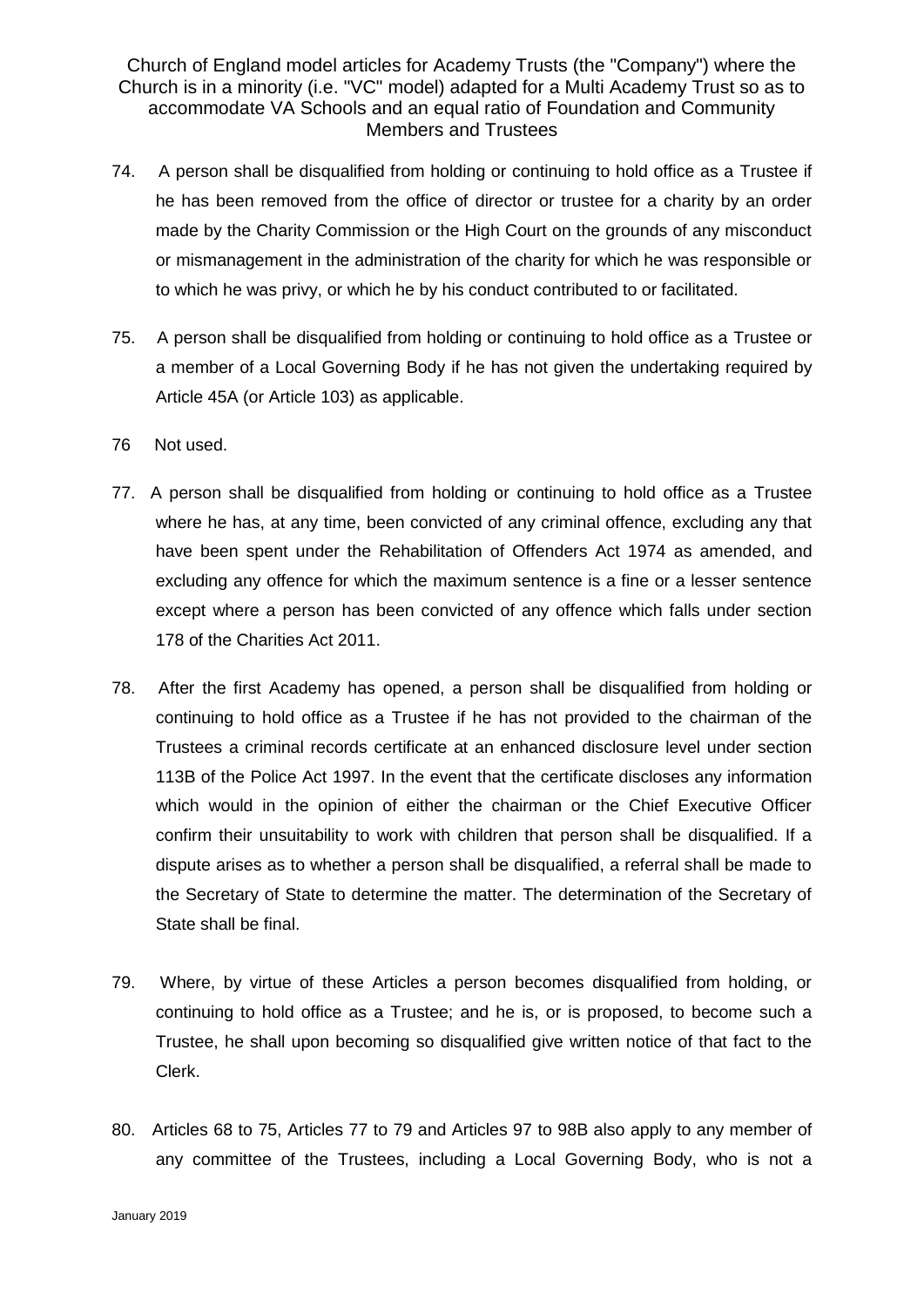74. A person shall be disqualified from holding or continuing to hold office as a Trustee if he has been removed from the office of director or trustee for a charity by an order made by the Charity Commission or the High Court on the grounds of any misconduct or mismanagement in the administration of the charity for which he was responsible or to which he was privy, or which he by his conduct contributed to or facilitated.

75. A person shall be disqualified from holding or continuing to hold office as a Trustee or a member of a Local Governing Body if he has not given the undertaking required by Article 45A (or Article 103) as applicable.

76 Not used.

77. A person shall be disqualified from holding or continuing to hold office as a Trustee where he has, at any time, been convicted of any criminal offence, excluding any that have been spent under the Rehabilitation of Offenders Act 1974 as amended, and excluding any offence for which the maximum sentence is a fine or a lesser sentence except where a person has been convicted of any offence which falls under section 178 of the Charities Act 2011.

78. After the first Academy has opened, a person shall be disqualified from holding or continuing to hold office as a Trustee if he has not provided to the chairman of the Trustees a criminal records certificate at an enhanced disclosure level under section 113B of the Police Act 1997. In the event that the certificate discloses any information which would in the opinion of either the chairman or the Chief Executive Officer confirm their unsuitability to work with children that person shall be disqualified. If a dispute arises as to whether a person shall be disqualified, a referral shall be made to the Secretary of State to determine the matter. The determination of the Secretary of State shall be final.

79. Where, by virtue of these Articles a person becomes disqualified from holding, or continuing to hold office as a Trustee; and he is, or is proposed, to become such a Trustee, he shall upon becoming so disqualified give written notice of that fact to the Clerk.

80. Articles 68 to 75, Articles 77 to 79 and Articles 97 to 98B also apply to any member of any committee of the Trustees, including a Local Governing Body, who is not a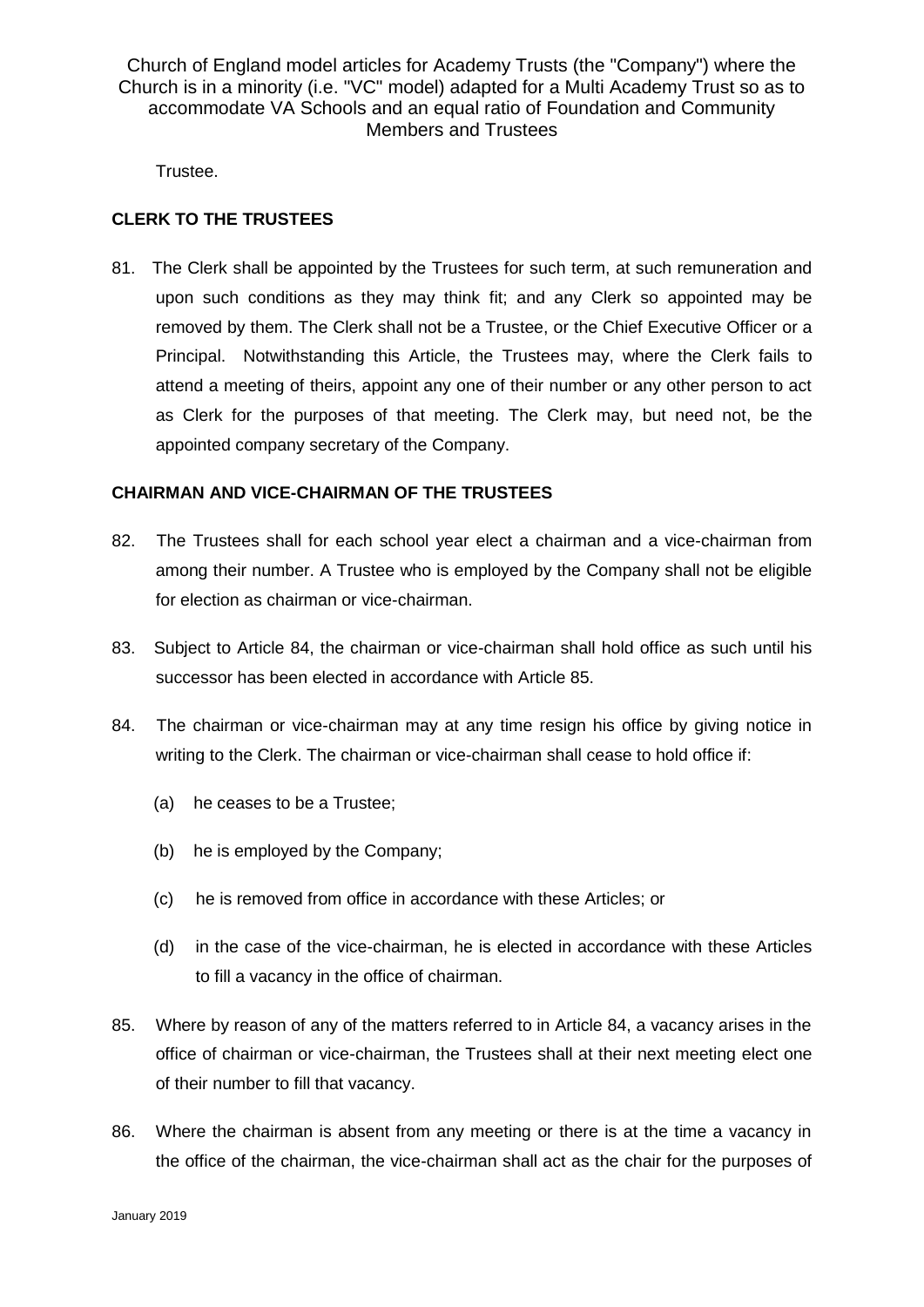Trustee.

**CLERK TO THE TRUSTEES**

81. The Clerk shall be appointed by the Trustees for such term, at such remuneration and upon such conditions as they may think fit; and any Clerk so appointed may be removed by them. The Clerk shall not be a Trustee, or the Chief Executive Officer or a Principal. Notwithstanding this Article, the Trustees may, where the Clerk fails to attend a meeting of theirs, appoint any one of their number or any other person to act as Clerk for the purposes of that meeting. The Clerk may, but need not, be the appointed company secretary of the Company.

**CHAIRMAN AND VICE-CHAIRMAN OF THE TRUSTEES**

82. The Trustees shall for each school year elect a chairman and a vice-chairman from among their number. A Trustee who is employed by the Company shall not be eligible for election as chairman or vice-chairman.

83. Subject to Article 84, the chairman or vice-chairman shall hold office as such until his successor has been elected in accordance with Article 85.

84. The chairman or vice-chairman may at any time resign his office by giving notice in writing to the Clerk. The chairman or vice-chairman shall cease to hold office if:

(a) he ceases to be a Trustee;

(b) he is employed by the Company;

(c) he is removed from office in accordance with these Articles; or

(d) in the case of the vice-chairman, he is elected in accordance with these Articles to fill a vacancy in the office of chairman.

85. Where by reason of any of the matters referred to in Article 84, a vacancy arises in the office of chairman or vice-chairman, the Trustees shall at their next meeting elect one of their number to fill that vacancy.

86. Where the chairman is absent from any meeting or there is at the time a vacancy in the office of the chairman, the vice-chairman shall act as the chair for the purposes of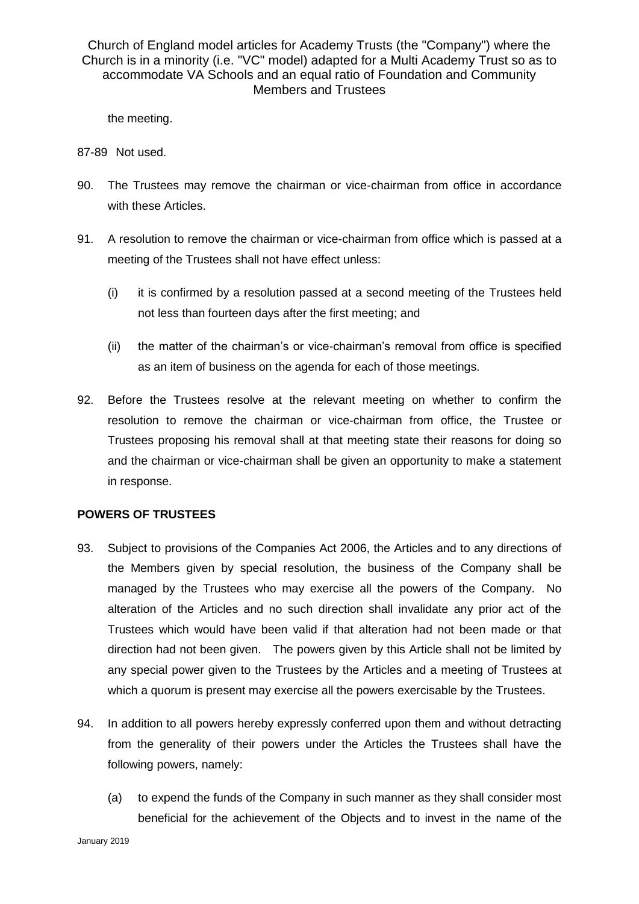the meeting.

87-89 Not used.

90. The Trustees may remove the chairman or vice-chairman from office in accordance with these Articles.

91. A resolution to remove the chairman or vice-chairman from office which is passed at a meeting of the Trustees shall not have effect unless:

    (i) it is confirmed by a resolution passed at a second meeting of the Trustees held not less than fourteen days after the first meeting; and

    (ii) the matter of the chairman's or vice-chairman's removal from office is specified as an item of business on the agenda for each of those meetings.

92. Before the Trustees resolve at the relevant meeting on whether to confirm the resolution to remove the chairman or vice-chairman from office, the Trustee or Trustees proposing his removal shall at that meeting state their reasons for doing so and the chairman or vice-chairman shall be given an opportunity to make a statement in response.

**POWERS OF TRUSTEES**

93. Subject to provisions of the Companies Act 2006, the Articles and to any directions of the Members given by special resolution, the business of the Company shall be managed by the Trustees who may exercise all the powers of the Company. No alteration of the Articles and no such direction shall invalidate any prior act of the Trustees which would have been valid if that alteration had not been made or that direction had not been given. The powers given by this Article shall not be limited by any special power given to the Trustees by the Articles and a meeting of Trustees at which a quorum is present may exercise all the powers exercisable by the Trustees.

94. In addition to all powers hereby expressly conferred upon them and without detracting from the generality of their powers under the Articles the Trustees shall have the following powers, namely:

    (a) to expend the funds of the Company in such manner as they shall consider most beneficial for the achievement of the Objects and to invest in the name of the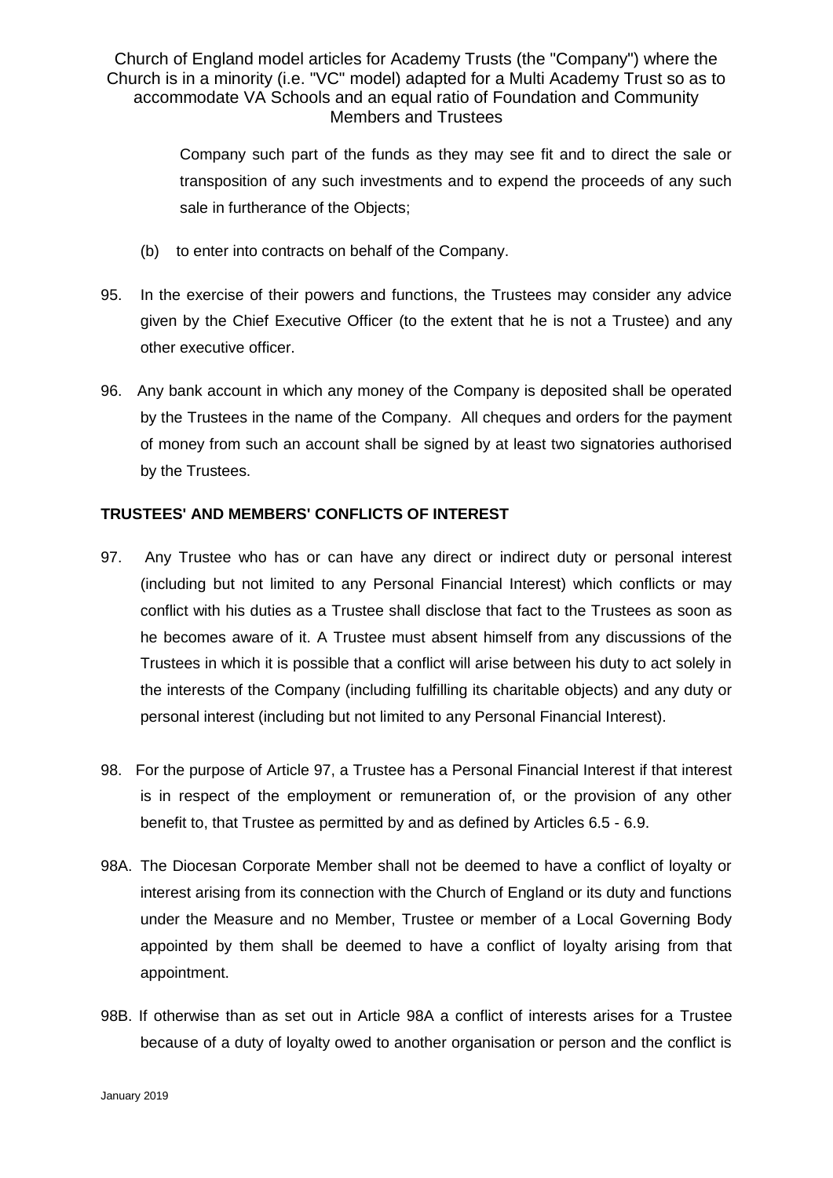Company such part of the funds as they may see fit and to direct the sale or transposition of any such investments and to expend the proceeds of any such sale in furtherance of the Objects;

(b) to enter into contracts on behalf of the Company.

95. In the exercise of their powers and functions, the Trustees may consider any advice given by the Chief Executive Officer (to the extent that he is not a Trustee) and any other executive officer.

96. Any bank account in which any money of the Company is deposited shall be operated by the Trustees in the name of the Company. All cheques and orders for the payment of money from such an account shall be signed by at least two signatories authorised by the Trustees.

**TRUSTEES' AND MEMBERS' CONFLICTS OF INTEREST**

97. Any Trustee who has or can have any direct or indirect duty or personal interest (including but not limited to any Personal Financial Interest) which conflicts or may conflict with his duties as a Trustee shall disclose that fact to the Trustees as soon as he becomes aware of it. A Trustee must absent himself from any discussions of the Trustees in which it is possible that a conflict will arise between his duty to act solely in the interests of the Company (including fulfilling its charitable objects) and any duty or personal interest (including but not limited to any Personal Financial Interest).

98. For the purpose of Article 97, a Trustee has a Personal Financial Interest if that interest is in respect of the employment or remuneration of, or the provision of any other benefit to, that Trustee as permitted by and as defined by Articles 6.5 - 6.9.

98A. The Diocesan Corporate Member shall not be deemed to have a conflict of loyalty or interest arising from its connection with the Church of England or its duty and functions under the Measure and no Member, Trustee or member of a Local Governing Body appointed by them shall be deemed to have a conflict of loyalty arising from that appointment.

98B. If otherwise than as set out in Article 98A a conflict of interests arises for a Trustee because of a duty of loyalty owed to another organisation or person and the conflict is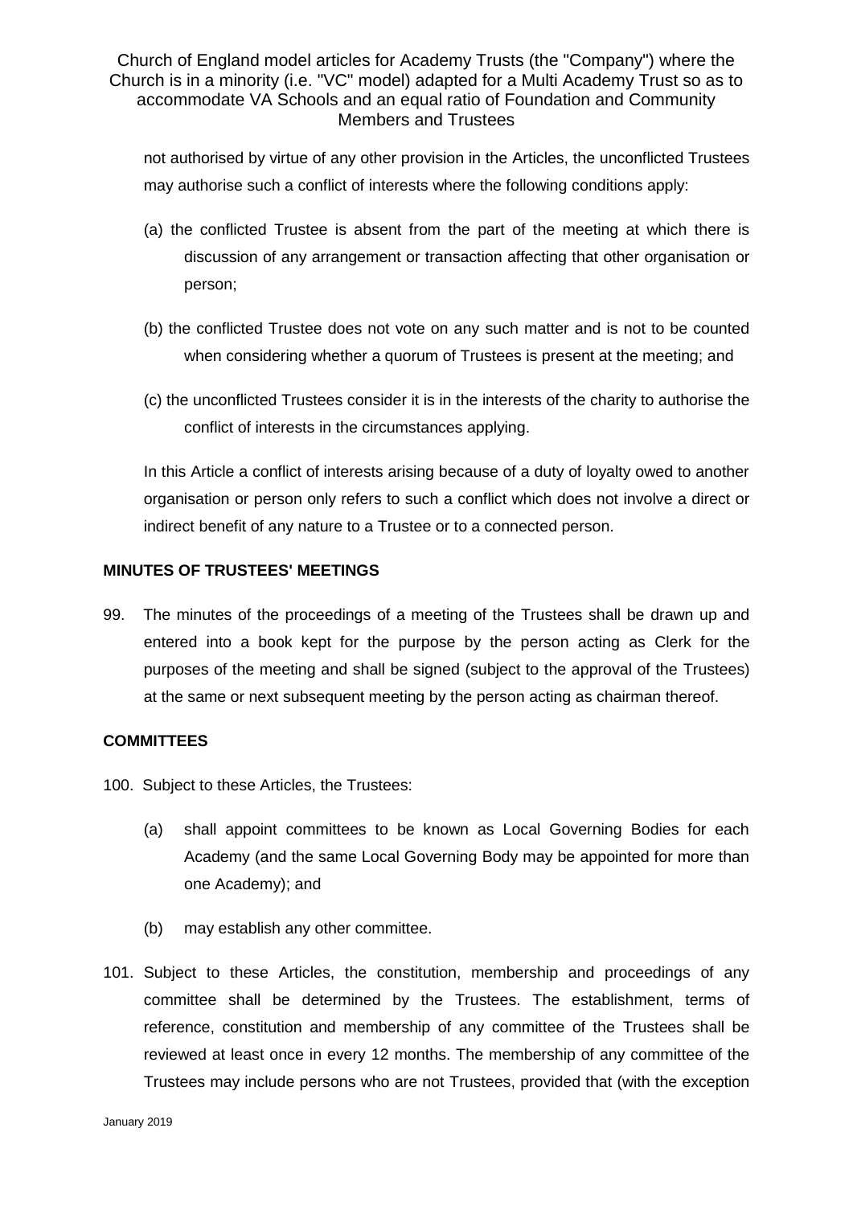not authorised by virtue of any other provision in the Articles, the unconflicted Trustees may authorise such a conflict of interests where the following conditions apply:

(a) the conflicted Trustee is absent from the part of the meeting at which there is discussion of any arrangement or transaction affecting that other organisation or person;

(b) the conflicted Trustee does not vote on any such matter and is not to be counted when considering whether a quorum of Trustees is present at the meeting; and

(c) the unconflicted Trustees consider it is in the interests of the charity to authorise the conflict of interests in the circumstances applying.

In this Article a conflict of interests arising because of a duty of loyalty owed to another organisation or person only refers to such a conflict which does not involve a direct or indirect benefit of any nature to a Trustee or to a connected person.

**MINUTES OF TRUSTEES' MEETINGS**

99. The minutes of the proceedings of a meeting of the Trustees shall be drawn up and entered into a book kept for the purpose by the person acting as Clerk for the purposes of the meeting and shall be signed (subject to the approval of the Trustees) at the same or next subsequent meeting by the person acting as chairman thereof.

**COMMITTEES**

100. Subject to these Articles, the Trustees:

(a) shall appoint committees to be known as Local Governing Bodies for each Academy (and the same Local Governing Body may be appointed for more than one Academy); and

(b) may establish any other committee.

101. Subject to these Articles, the constitution, membership and proceedings of any committee shall be determined by the Trustees. The establishment, terms of reference, constitution and membership of any committee of the Trustees shall be reviewed at least once in every 12 months. The membership of any committee of the Trustees may include persons who are not Trustees, provided that (with the exception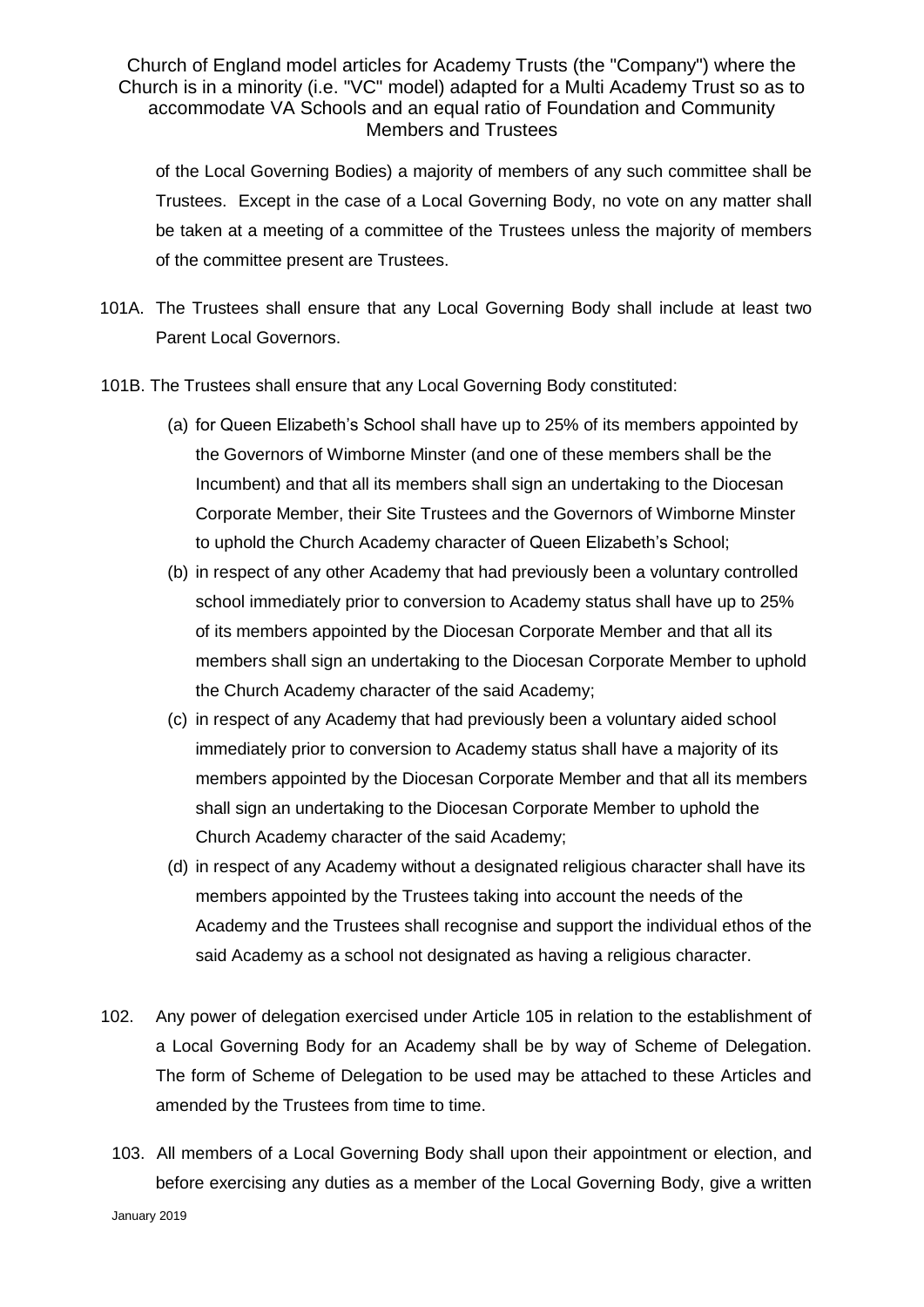of the Local Governing Bodies) a majority of members of any such committee shall be Trustees. Except in the case of a Local Governing Body, no vote on any matter shall be taken at a meeting of a committee of the Trustees unless the majority of members of the committee present are Trustees.

101A. The Trustees shall ensure that any Local Governing Body shall include at least two Parent Local Governors.

101B. The Trustees shall ensure that any Local Governing Body constituted:

(a) for Queen Elizabeth's School shall have up to 25% of its members appointed by the Governors of Wimborne Minster (and one of these members shall be the Incumbent) and that all its members shall sign an undertaking to the Diocesan Corporate Member, their Site Trustees and the Governors of Wimborne Minster to uphold the Church Academy character of Queen Elizabeth's School;

(b) in respect of any other Academy that had previously been a voluntary controlled school immediately prior to conversion to Academy status shall have up to 25% of its members appointed by the Diocesan Corporate Member and that all its members shall sign an undertaking to the Diocesan Corporate Member to uphold the Church Academy character of the said Academy;

(c) in respect of any Academy that had previously been a voluntary aided school immediately prior to conversion to Academy status shall have a majority of its members appointed by the Diocesan Corporate Member and that all its members shall sign an undertaking to the Diocesan Corporate Member to uphold the Church Academy character of the said Academy;

(d) in respect of any Academy without a designated religious character shall have its members appointed by the Trustees taking into account the needs of the Academy and the Trustees shall recognise and support the individual ethos of the said Academy as a school not designated as having a religious character.

102. Any power of delegation exercised under Article 105 in relation to the establishment of a Local Governing Body for an Academy shall be by way of Scheme of Delegation. The form of Scheme of Delegation to be used may be attached to these Articles and amended by the Trustees from time to time.

103. All members of a Local Governing Body shall upon their appointment or election, and before exercising any duties as a member of the Local Governing Body, give a written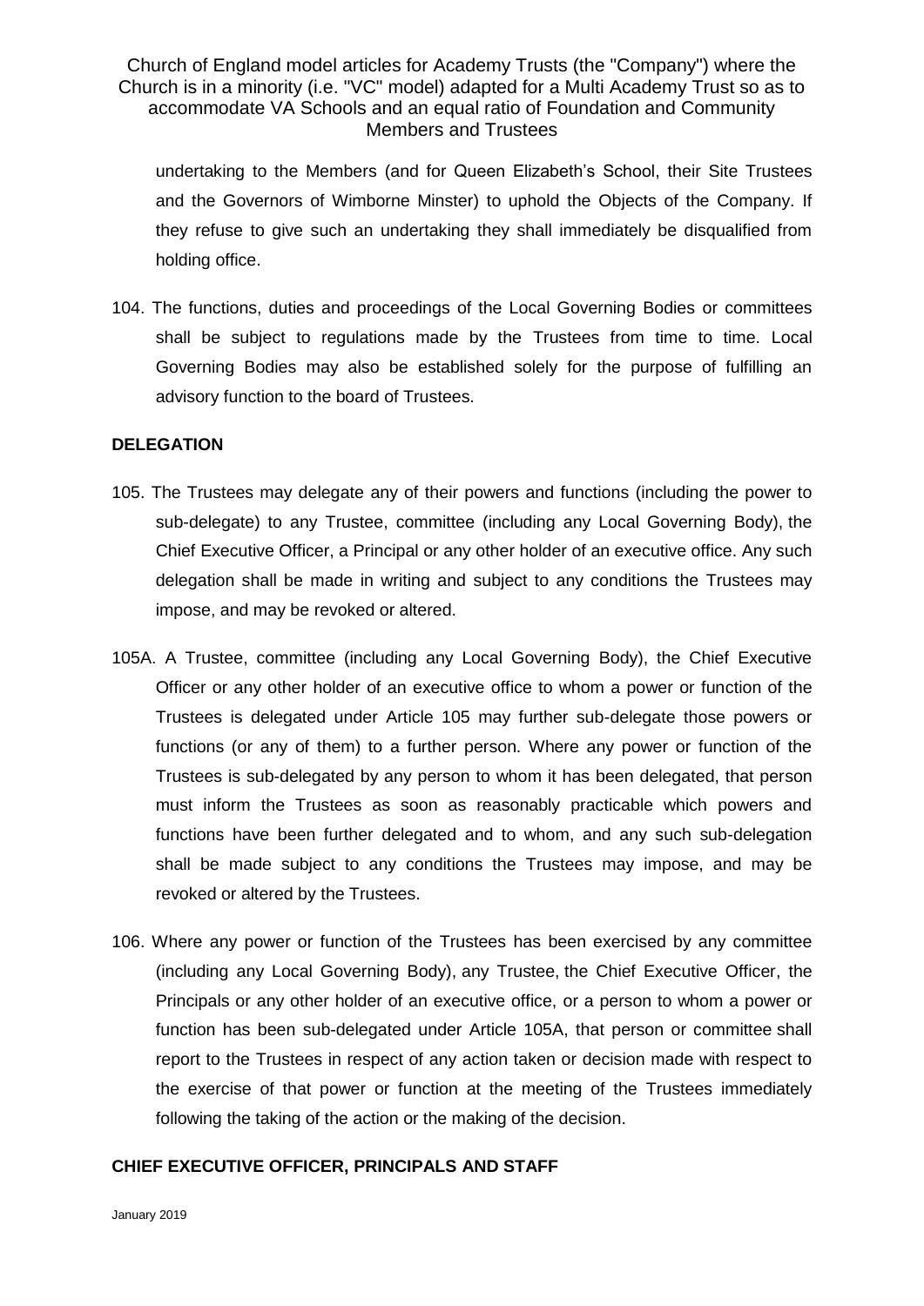undertaking to the Members (and for Queen Elizabeth's School, their Site Trustees and the Governors of Wimborne Minster) to uphold the Objects of the Company. If they refuse to give such an undertaking they shall immediately be disqualified from holding office.

104. The functions, duties and proceedings of the Local Governing Bodies or committees shall be subject to regulations made by the Trustees from time to time. Local Governing Bodies may also be established solely for the purpose of fulfilling an advisory function to the board of Trustees.

**DELEGATION**

105. The Trustees may delegate any of their powers and functions (including the power to sub-delegate) to any Trustee, committee (including any Local Governing Body), the Chief Executive Officer, a Principal or any other holder of an executive office. Any such delegation shall be made in writing and subject to any conditions the Trustees may impose, and may be revoked or altered.

105A. A Trustee, committee (including any Local Governing Body), the Chief Executive Officer or any other holder of an executive office to whom a power or function of the Trustees is delegated under Article 105 may further sub-delegate those powers or functions (or any of them) to a further person. Where any power or function of the Trustees is sub-delegated by any person to whom it has been delegated, that person must inform the Trustees as soon as reasonably practicable which powers and functions have been further delegated and to whom, and any such sub-delegation shall be made subject to any conditions the Trustees may impose, and may be revoked or altered by the Trustees.

106. Where any power or function of the Trustees has been exercised by any committee (including any Local Governing Body), any Trustee, the Chief Executive Officer, the Principals or any other holder of an executive office, or a person to whom a power or function has been sub-delegated under Article 105A, that person or committee shall report to the Trustees in respect of any action taken or decision made with respect to the exercise of that power or function at the meeting of the Trustees immediately following the taking of the action or the making of the decision.

**CHIEF EXECUTIVE OFFICER, PRINCIPALS AND STAFF**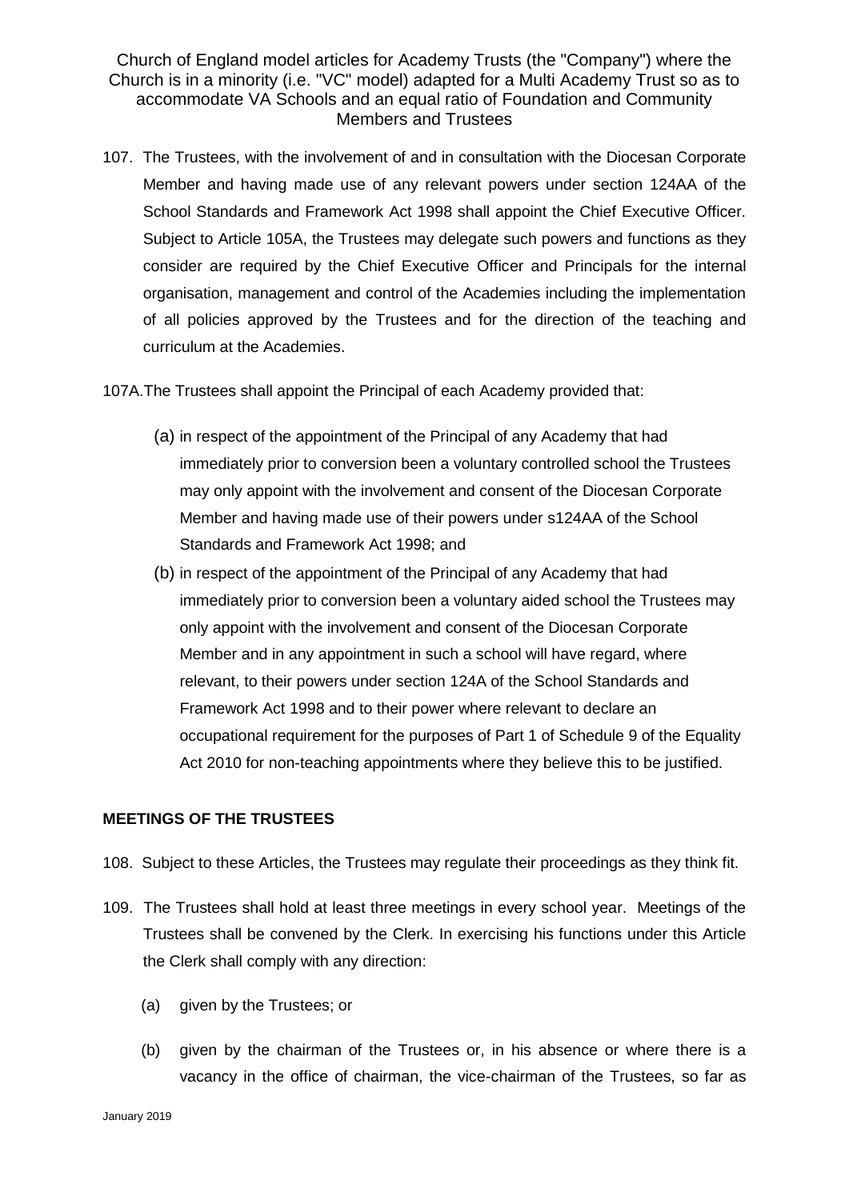107. The Trustees, with the involvement of and in consultation with the Diocesan Corporate Member and having made use of any relevant powers under section 124AA of the School Standards and Framework Act 1998 shall appoint the Chief Executive Officer. Subject to Article 105A, the Trustees may delegate such powers and functions as they consider are required by the Chief Executive Officer and Principals for the internal organisation, management and control of the Academies including the implementation of all policies approved by the Trustees and for the direction of the teaching and curriculum at the Academies.

107A. The Trustees shall appoint the Principal of each Academy provided that:

(a) in respect of the appointment of the Principal of any Academy that had immediately prior to conversion been a voluntary controlled school the Trustees may only appoint with the involvement and consent of the Diocesan Corporate Member and having made use of their powers under s124AA of the School Standards and Framework Act 1998; and

(b) in respect of the appointment of the Principal of any Academy that had immediately prior to conversion been a voluntary aided school the Trustees may only appoint with the involvement and consent of the Diocesan Corporate Member and in any appointment in such a school will have regard, where relevant, to their powers under section 124A of the School Standards and Framework Act 1998 and to their power where relevant to declare an occupational requirement for the purposes of Part 1 of Schedule 9 of the Equality Act 2010 for non-teaching appointments where they believe this to be justified.

## MEETINGS OF THE TRUSTEES

108. Subject to these Articles, the Trustees may regulate their proceedings as they think fit.

109. The Trustees shall hold at least three meetings in every school year. Meetings of the Trustees shall be convened by the Clerk. In exercising his functions under this Article the Clerk shall comply with any direction:

(a) given by the Trustees; or

(b) given by the chairman of the Trustees or, in his absence or where there is a vacancy in the office of chairman, the vice-chairman of the Trustees, so far as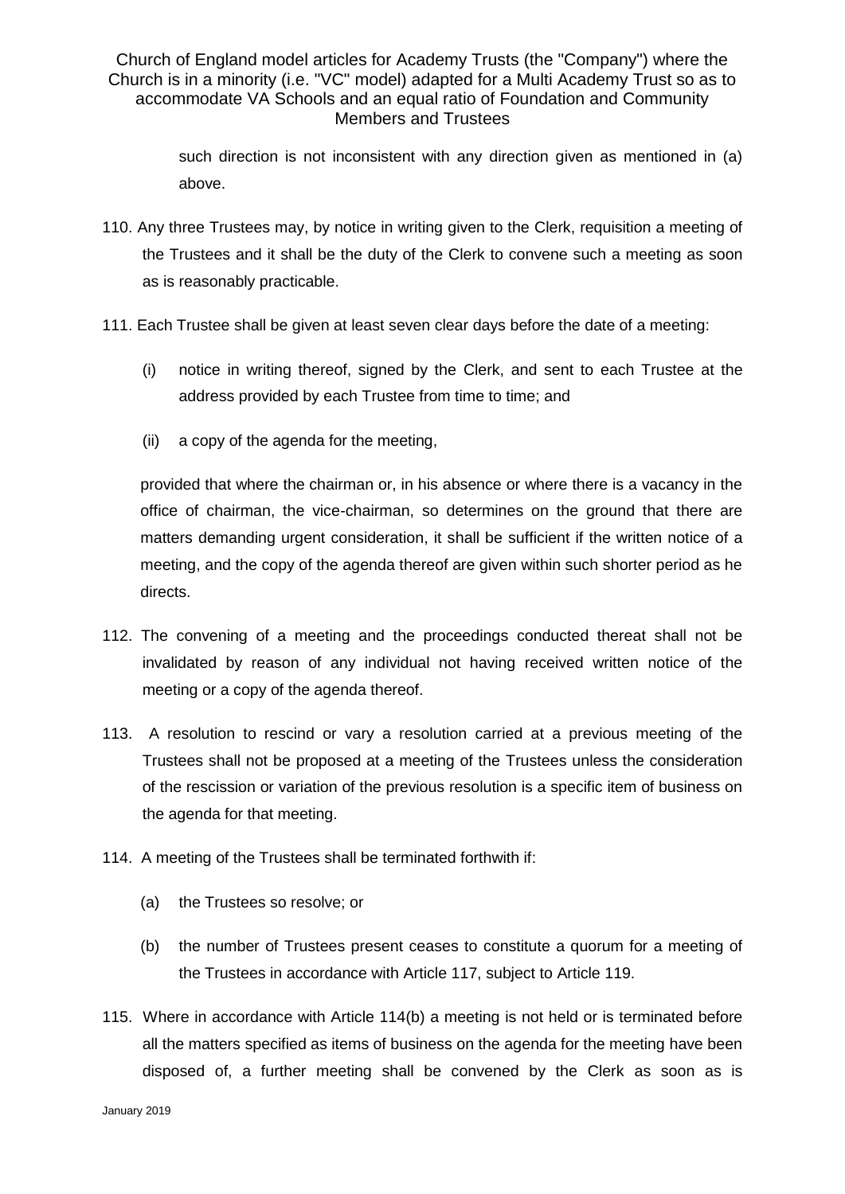such direction is not inconsistent with any direction given as mentioned in (a) above.

110. Any three Trustees may, by notice in writing given to the Clerk, requisition a meeting of the Trustees and it shall be the duty of the Clerk to convene such a meeting as soon as is reasonably practicable.

111. Each Trustee shall be given at least seven clear days before the date of a meeting:

    (i) notice in writing thereof, signed by the Clerk, and sent to each Trustee at the address provided by each Trustee from time to time; and

    (ii) a copy of the agenda for the meeting,

    provided that where the chairman or, in his absence or where there is a vacancy in the office of chairman, the vice-chairman, so determines on the ground that there are matters demanding urgent consideration, it shall be sufficient if the written notice of a meeting, and the copy of the agenda thereof are given within such shorter period as he directs.

112. The convening of a meeting and the proceedings conducted thereat shall not be invalidated by reason of any individual not having received written notice of the meeting or a copy of the agenda thereof.

113. A resolution to rescind or vary a resolution carried at a previous meeting of the Trustees shall not be proposed at a meeting of the Trustees unless the consideration of the rescission or variation of the previous resolution is a specific item of business on the agenda for that meeting.

114. A meeting of the Trustees shall be terminated forthwith if:

    (a) the Trustees so resolve; or

    (b) the number of Trustees present ceases to constitute a quorum for a meeting of the Trustees in accordance with Article 117, subject to Article 119.

115. Where in accordance with Article 114(b) a meeting is not held or is terminated before all the matters specified as items of business on the agenda for the meeting have been disposed of, a further meeting shall be convened by the Clerk as soon as is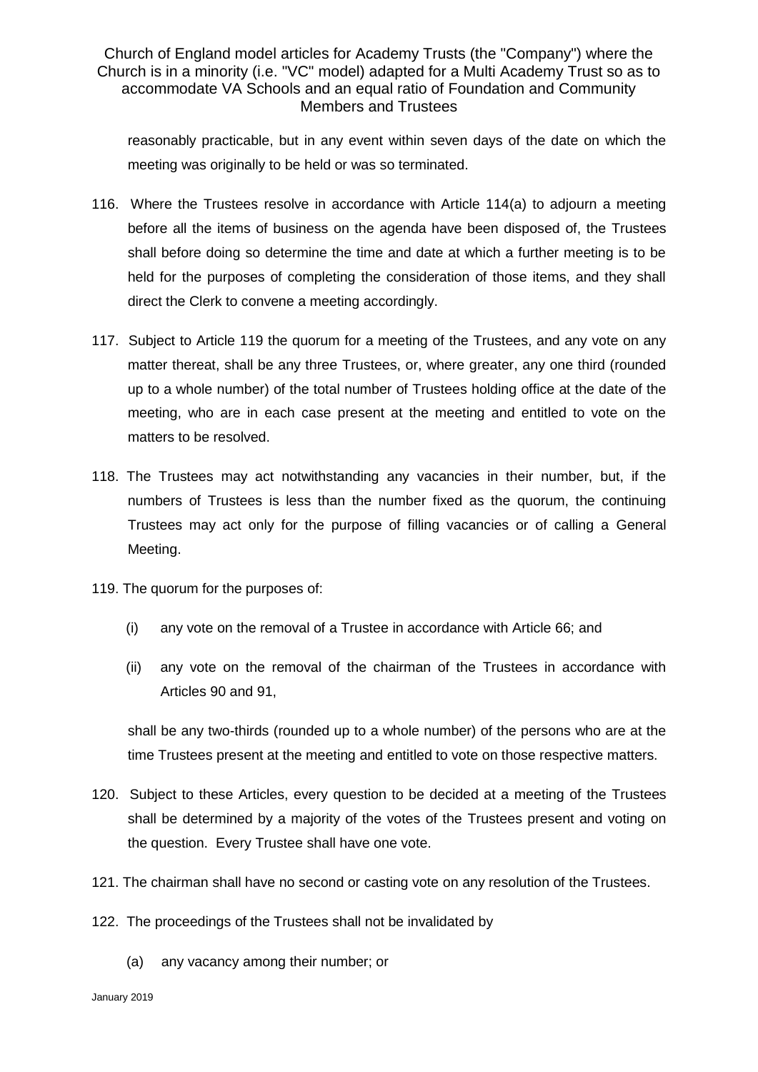reasonably practicable, but in any event within seven days of the date on which the meeting was originally to be held or was so terminated.

116. Where the Trustees resolve in accordance with Article 114(a) to adjourn a meeting before all the items of business on the agenda have been disposed of, the Trustees shall before doing so determine the time and date at which a further meeting is to be held for the purposes of completing the consideration of those items, and they shall direct the Clerk to convene a meeting accordingly.

117. Subject to Article 119 the quorum for a meeting of the Trustees, and any vote on any matter thereat, shall be any three Trustees, or, where greater, any one third (rounded up to a whole number) of the total number of Trustees holding office at the date of the meeting, who are in each case present at the meeting and entitled to vote on the matters to be resolved.

118. The Trustees may act notwithstanding any vacancies in their number, but, if the numbers of Trustees is less than the number fixed as the quorum, the continuing Trustees may act only for the purpose of filling vacancies or of calling a General Meeting.

119. The quorum for the purposes of:

(i) any vote on the removal of a Trustee in accordance with Article 66; and

(ii) any vote on the removal of the chairman of the Trustees in accordance with Articles 90 and 91,

shall be any two-thirds (rounded up to a whole number) of the persons who are at the time Trustees present at the meeting and entitled to vote on those respective matters.

120. Subject to these Articles, every question to be decided at a meeting of the Trustees shall be determined by a majority of the votes of the Trustees present and voting on the question. Every Trustee shall have one vote.

121. The chairman shall have no second or casting vote on any resolution of the Trustees.

122. The proceedings of the Trustees shall not be invalidated by

(a) any vacancy among their number; or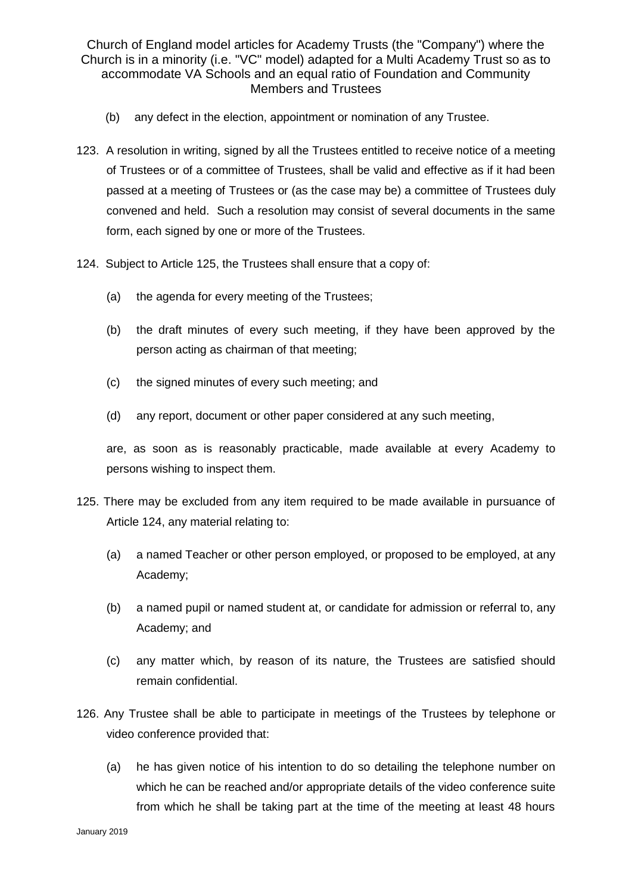(b) any defect in the election, appointment or nomination of any Trustee.

123. A resolution in writing, signed by all the Trustees entitled to receive notice of a meeting of Trustees or of a committee of Trustees, shall be valid and effective as if it had been passed at a meeting of Trustees or (as the case may be) a committee of Trustees duly convened and held. Such a resolution may consist of several documents in the same form, each signed by one or more of the Trustees.

124. Subject to Article 125, the Trustees shall ensure that a copy of:

(a) the agenda for every meeting of the Trustees;

(b) the draft minutes of every such meeting, if they have been approved by the person acting as chairman of that meeting;

(c) the signed minutes of every such meeting; and

(d) any report, document or other paper considered at any such meeting,

are, as soon as is reasonably practicable, made available at every Academy to persons wishing to inspect them.

125. There may be excluded from any item required to be made available in pursuance of Article 124, any material relating to:

(a) a named Teacher or other person employed, or proposed to be employed, at any Academy;

(b) a named pupil or named student at, or candidate for admission or referral to, any Academy; and

(c) any matter which, by reason of its nature, the Trustees are satisfied should remain confidential.

126. Any Trustee shall be able to participate in meetings of the Trustees by telephone or video conference provided that:

(a) he has given notice of his intention to do so detailing the telephone number on which he can be reached and/or appropriate details of the video conference suite from which he shall be taking part at the time of the meeting at least 48 hours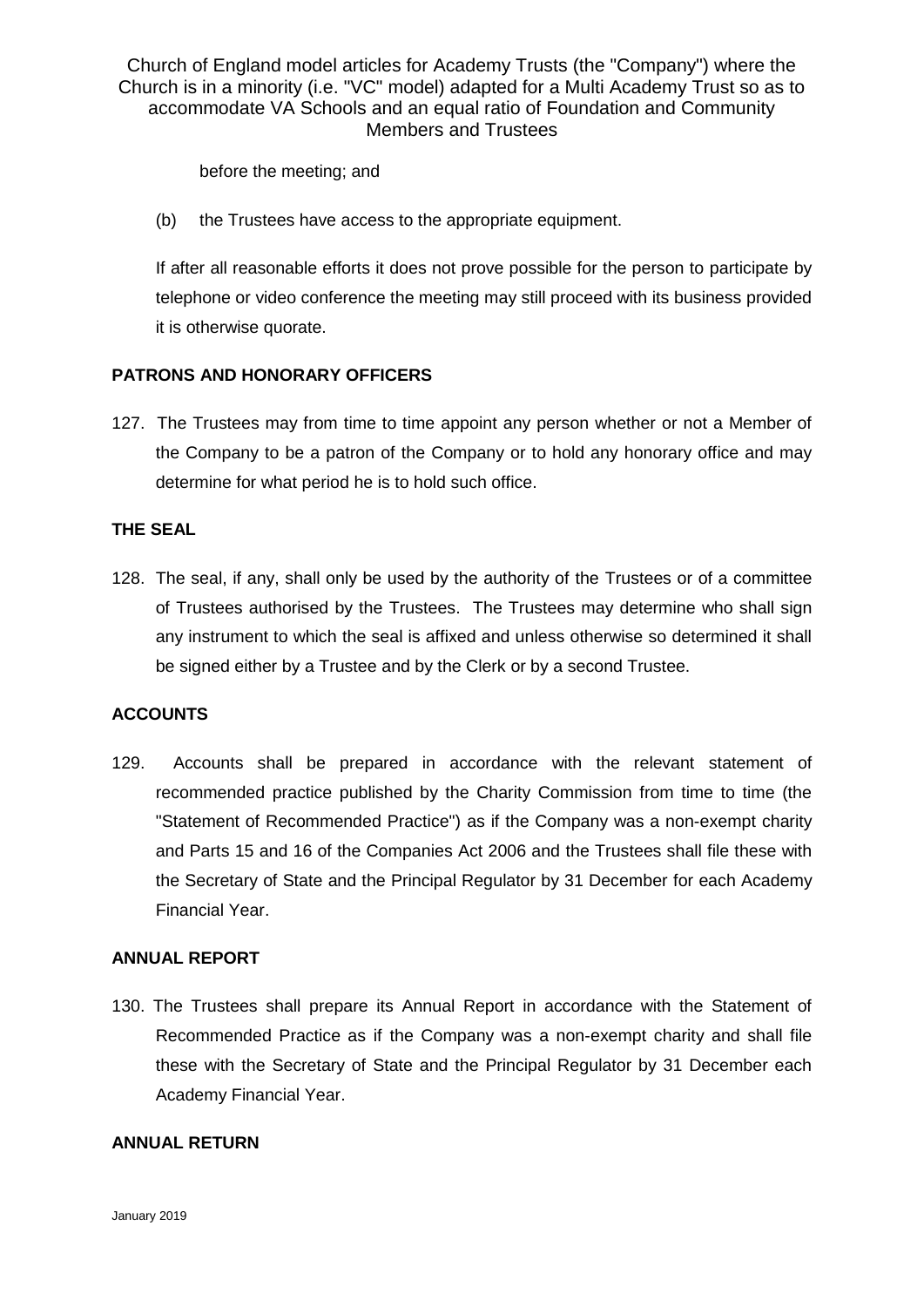before the meeting; and

(b) the Trustees have access to the appropriate equipment.

If after all reasonable efforts it does not prove possible for the person to participate by telephone or video conference the meeting may still proceed with its business provided it is otherwise quorate.

**PATRONS AND HONORARY OFFICERS**

127. The Trustees may from time to time appoint any person whether or not a Member of the Company to be a patron of the Company or to hold any honorary office and may determine for what period he is to hold such office.

**THE SEAL**

128. The seal, if any, shall only be used by the authority of the Trustees or of a committee of Trustees authorised by the Trustees. The Trustees may determine who shall sign any instrument to which the seal is affixed and unless otherwise so determined it shall be signed either by a Trustee and by the Clerk or by a second Trustee.

**ACCOUNTS**

129. Accounts shall be prepared in accordance with the relevant statement of recommended practice published by the Charity Commission from time to time (the "Statement of Recommended Practice") as if the Company was a non-exempt charity and Parts 15 and 16 of the Companies Act 2006 and the Trustees shall file these with the Secretary of State and the Principal Regulator by 31 December for each Academy Financial Year.

**ANNUAL REPORT**

130. The Trustees shall prepare its Annual Report in accordance with the Statement of Recommended Practice as if the Company was a non-exempt charity and shall file these with the Secretary of State and the Principal Regulator by 31 December each Academy Financial Year.

**ANNUAL RETURN**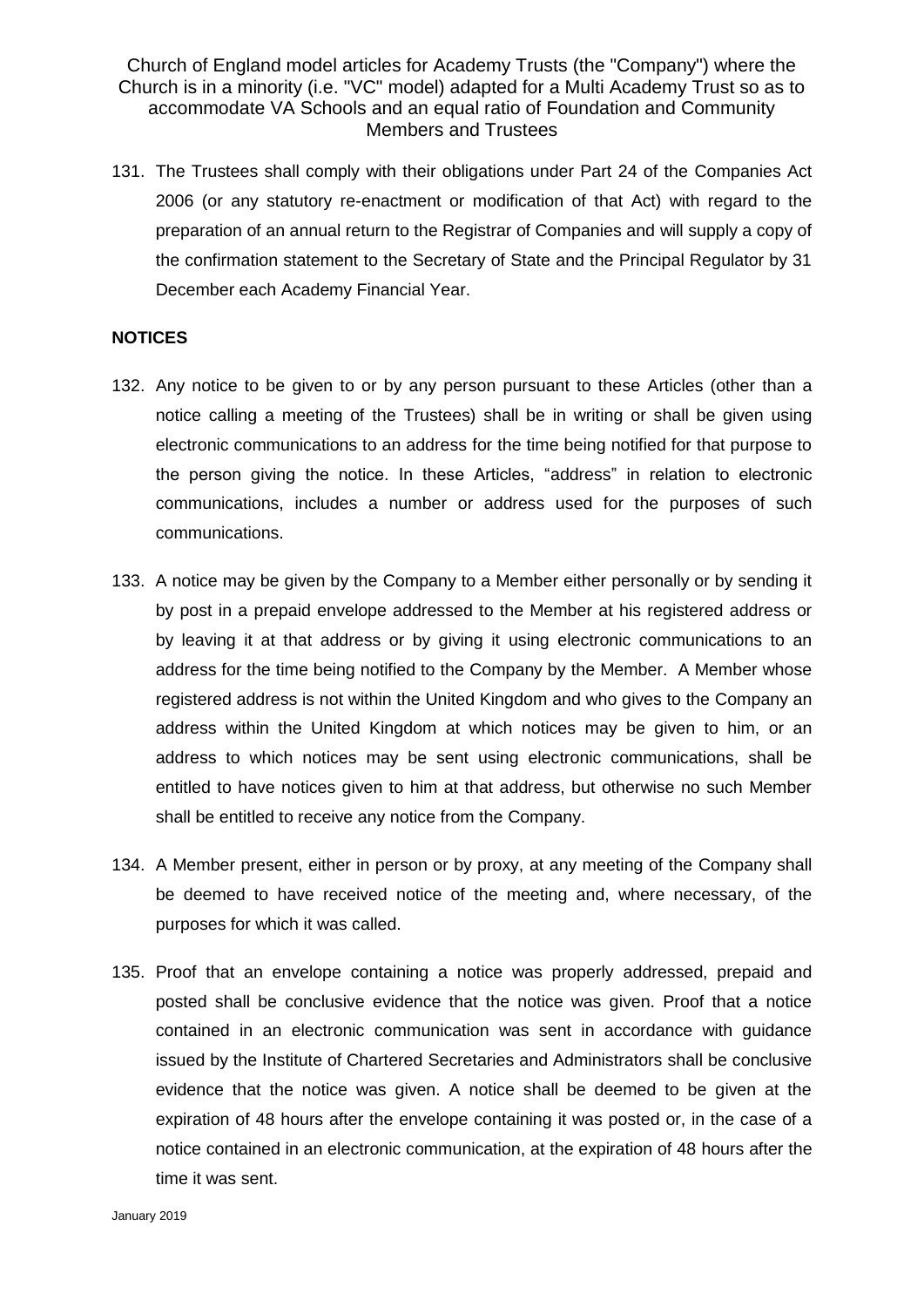131. The Trustees shall comply with their obligations under Part 24 of the Companies Act 2006 (or any statutory re-enactment or modification of that Act) with regard to the preparation of an annual return to the Registrar of Companies and will supply a copy of the confirmation statement to the Secretary of State and the Principal Regulator by 31 December each Academy Financial Year.

**NOTICES**

132. Any notice to be given to or by any person pursuant to these Articles (other than a notice calling a meeting of the Trustees) shall be in writing or shall be given using electronic communications to an address for the time being notified for that purpose to the person giving the notice. In these Articles, "address" in relation to electronic communications, includes a number or address used for the purposes of such communications.

133. A notice may be given by the Company to a Member either personally or by sending it by post in a prepaid envelope addressed to the Member at his registered address or by leaving it at that address or by giving it using electronic communications to an address for the time being notified to the Company by the Member. A Member whose registered address is not within the United Kingdom and who gives to the Company an address within the United Kingdom at which notices may be given to him, or an address to which notices may be sent using electronic communications, shall be entitled to have notices given to him at that address, but otherwise no such Member shall be entitled to receive any notice from the Company.

134. A Member present, either in person or by proxy, at any meeting of the Company shall be deemed to have received notice of the meeting and, where necessary, of the purposes for which it was called.

135. Proof that an envelope containing a notice was properly addressed, prepaid and posted shall be conclusive evidence that the notice was given. Proof that a notice contained in an electronic communication was sent in accordance with guidance issued by the Institute of Chartered Secretaries and Administrators shall be conclusive evidence that the notice was given. A notice shall be deemed to be given at the expiration of 48 hours after the envelope containing it was posted or, in the case of a notice contained in an electronic communication, at the expiration of 48 hours after the time it was sent.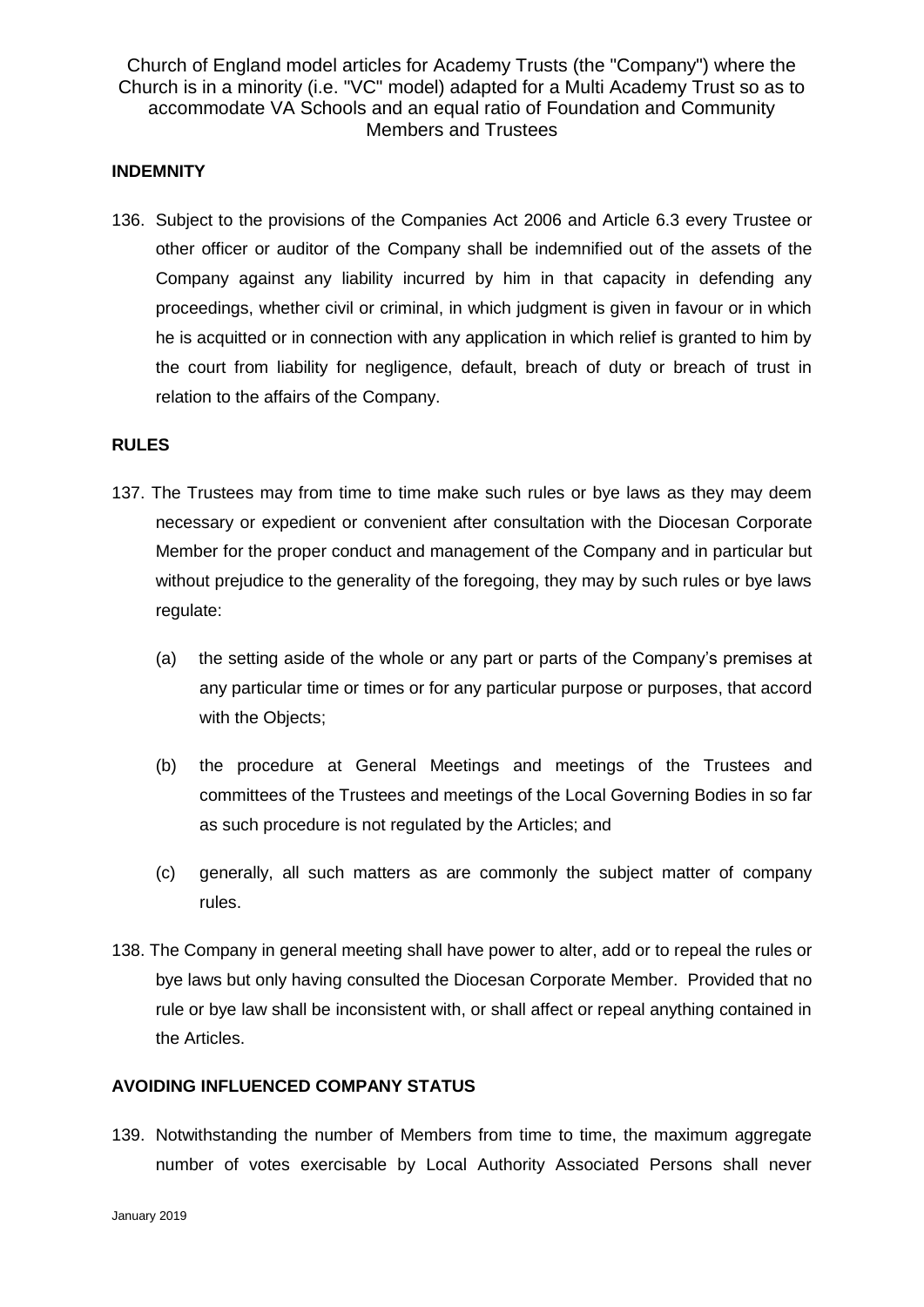## INDEMNITY

136. Subject to the provisions of the Companies Act 2006 and Article 6.3 every Trustee or other officer or auditor of the Company shall be indemnified out of the assets of the Company against any liability incurred by him in that capacity in defending any proceedings, whether civil or criminal, in which judgment is given in favour or in which he is acquitted or in connection with any application in which relief is granted to him by the court from liability for negligence, default, breach of duty or breach of trust in relation to the affairs of the Company.

## RULES

137. The Trustees may from time to time make such rules or bye laws as they may deem necessary or expedient or convenient after consultation with the Diocesan Corporate Member for the proper conduct and management of the Company and in particular but without prejudice to the generality of the foregoing, they may by such rules or bye laws regulate:

   (a) the setting aside of the whole or any part or parts of the Company's premises at any particular time or times or for any particular purpose or purposes, that accord with the Objects;

   (b) the procedure at General Meetings and meetings of the Trustees and committees of the Trustees and meetings of the Local Governing Bodies in so far as such procedure is not regulated by the Articles; and

   (c) generally, all such matters as are commonly the subject matter of company rules.

138. The Company in general meeting shall have power to alter, add or to repeal the rules or bye laws but only having consulted the Diocesan Corporate Member. Provided that no rule or bye law shall be inconsistent with, or shall affect or repeal anything contained in the Articles.

## AVOIDING INFLUENCED COMPANY STATUS

139. Notwithstanding the number of Members from time to time, the maximum aggregate number of votes exercisable by Local Authority Associated Persons shall never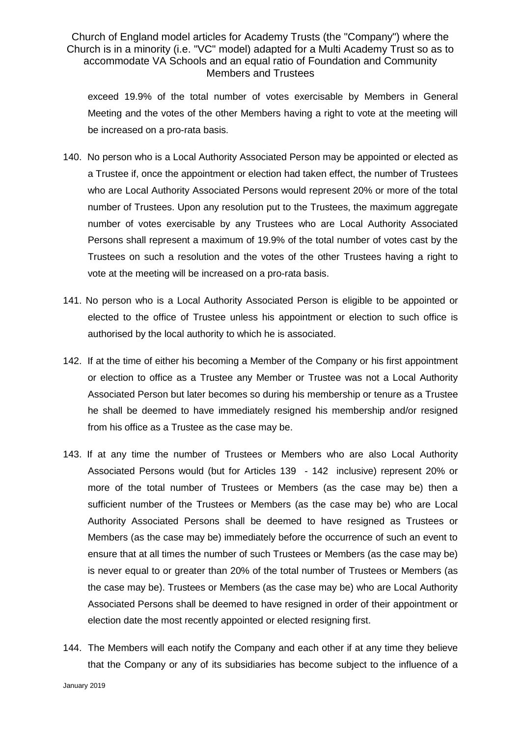exceed 19.9% of the total number of votes exercisable by Members in General Meeting and the votes of the other Members having a right to vote at the meeting will be increased on a pro-rata basis.

140. No person who is a Local Authority Associated Person may be appointed or elected as a Trustee if, once the appointment or election had taken effect, the number of Trustees who are Local Authority Associated Persons would represent 20% or more of the total number of Trustees. Upon any resolution put to the Trustees, the maximum aggregate number of votes exercisable by any Trustees who are Local Authority Associated Persons shall represent a maximum of 19.9% of the total number of votes cast by the Trustees on such a resolution and the votes of the other Trustees having a right to vote at the meeting will be increased on a pro-rata basis.

141. No person who is a Local Authority Associated Person is eligible to be appointed or elected to the office of Trustee unless his appointment or election to such office is authorised by the local authority to which he is associated.

142. If at the time of either his becoming a Member of the Company or his first appointment or election to office as a Trustee any Member or Trustee was not a Local Authority Associated Person but later becomes so during his membership or tenure as a Trustee he shall be deemed to have immediately resigned his membership and/or resigned from his office as a Trustee as the case may be.

143. If at any time the number of Trustees or Members who are also Local Authority Associated Persons would (but for Articles 139 - 142 inclusive) represent 20% or more of the total number of Trustees or Members (as the case may be) then a sufficient number of the Trustees or Members (as the case may be) who are Local Authority Associated Persons shall be deemed to have resigned as Trustees or Members (as the case may be) immediately before the occurrence of such an event to ensure that at all times the number of such Trustees or Members (as the case may be) is never equal to or greater than 20% of the total number of Trustees or Members (as the case may be). Trustees or Members (as the case may be) who are Local Authority Associated Persons shall be deemed to have resigned in order of their appointment or election date the most recently appointed or elected resigning first.

144. The Members will each notify the Company and each other if at any time they believe that the Company or any of its subsidiaries has become subject to the influence of a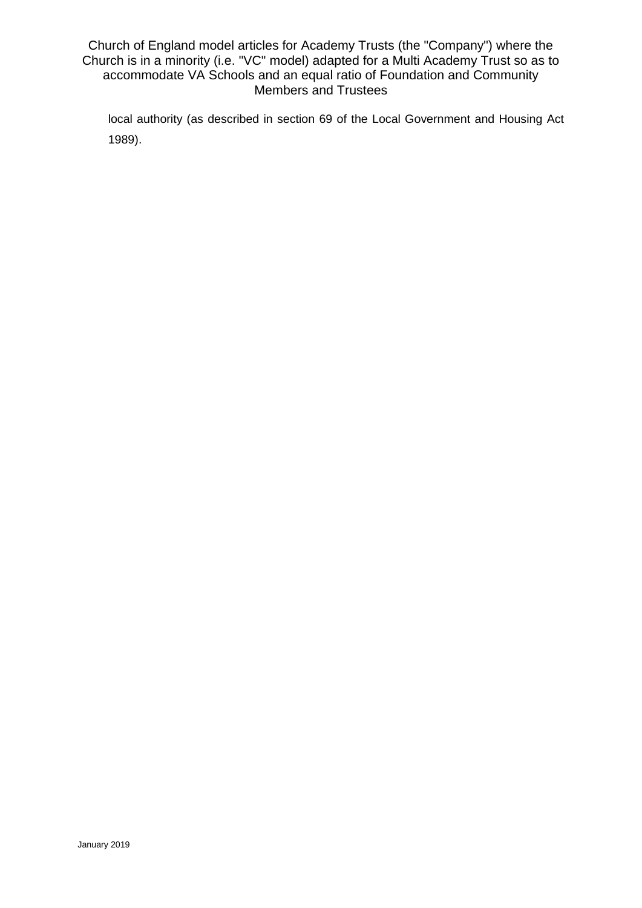local authority (as described in section 69 of the Local Government and Housing Act 1989).